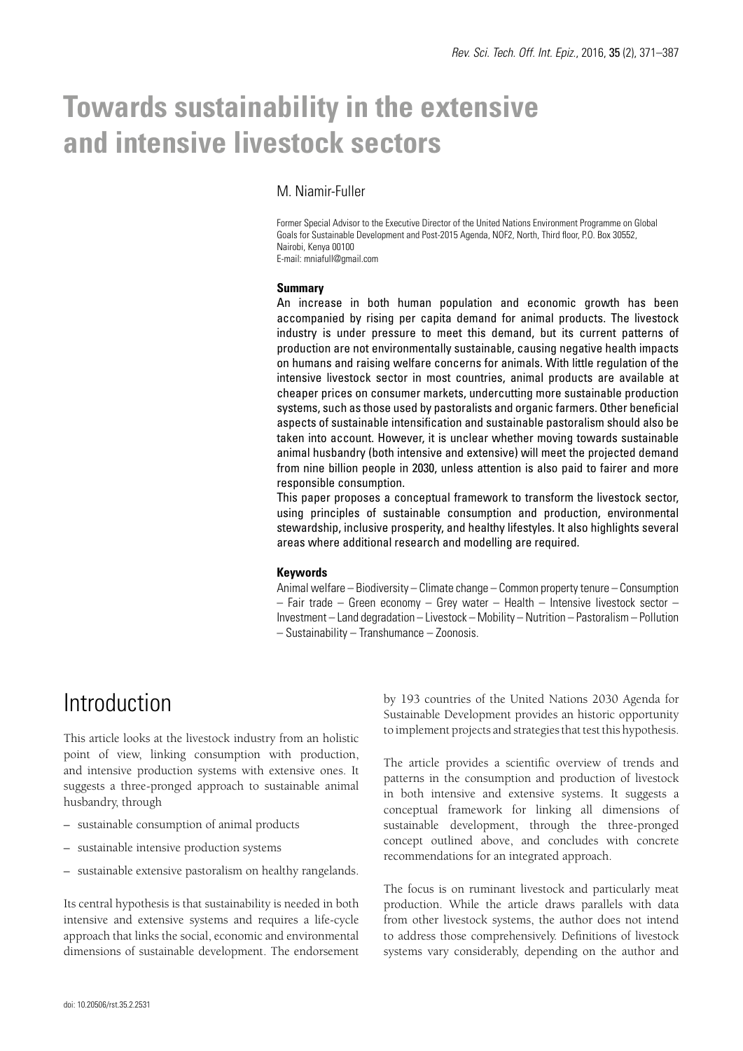# Towards sustainability in the extensive and intensive livestock sectors

M. Niamir-Fuller

Former Special Advisor to the Executive Director of the United Nations Environment Programme on Global Goals for Sustainable Development and Post-2015 Agenda, NOF2, North, Third floor, P.O. Box 30552, Nairobi, Kenya 00100
E-mail: mniafull@gmail.com

### Summary

An increase in both human population and economic growth has been accompanied by rising per capita demand for animal products. The livestock industry is under pressure to meet this demand, but its current patterns of production are not environmentally sustainable, causing negative health impacts on humans and raising welfare concerns for animals. With little regulation of the intensive livestock sector in most countries, animal products are available at cheaper prices on consumer markets, undercutting more sustainable production systems, such as those used by pastoralists and organic farmers. Other beneficial aspects of sustainable intensification and sustainable pastoralism should also be taken into account. However, it is unclear whether moving towards sustainable animal husbandry (both intensive and extensive) will meet the projected demand from nine billion people in 2030, unless attention is also paid to fairer and more responsible consumption.

This paper proposes a conceptual framework to transform the livestock sector, using principles of sustainable consumption and production, environmental stewardship, inclusive prosperity, and healthy lifestyles. It also highlights several areas where additional research and modelling are required.

### Keywords

Animal welfare – Biodiversity – Climate change – Common property tenure – Consumption – Fair trade – Green economy – Grey water – Health – Intensive livestock sector – Investment – Land degradation – Livestock – Mobility – Nutrition – Pastoralism – Pollution – Sustainability – Transhumance – Zoonosis.

## Introduction

This article looks at the livestock industry from an holistic point of view, linking consumption with production, and intensive production systems with extensive ones. It suggests a three-pronged approach to sustainable animal husbandry, through

- sustainable consumption of animal products
- sustainable intensive production systems
- sustainable extensive pastoralism on healthy rangelands.

Its central hypothesis is that sustainability is needed in both intensive and extensive systems and requires a life-cycle approach that links the social, economic and environmental dimensions of sustainable development. The endorsement by 193 countries of the United Nations 2030 Agenda for Sustainable Development provides an historic opportunity to implement projects and strategies that test this hypothesis.

The article provides a scientific overview of trends and patterns in the consumption and production of livestock in both intensive and extensive systems. It suggests a conceptual framework for linking all dimensions of sustainable development, through the three-pronged concept outlined above, and concludes with concrete recommendations for an integrated approach.

The focus is on ruminant livestock and particularly meat production. While the article draws parallels with data from other livestock systems, the author does not intend to address those comprehensively. Definitions of livestock systems vary considerably, depending on the author and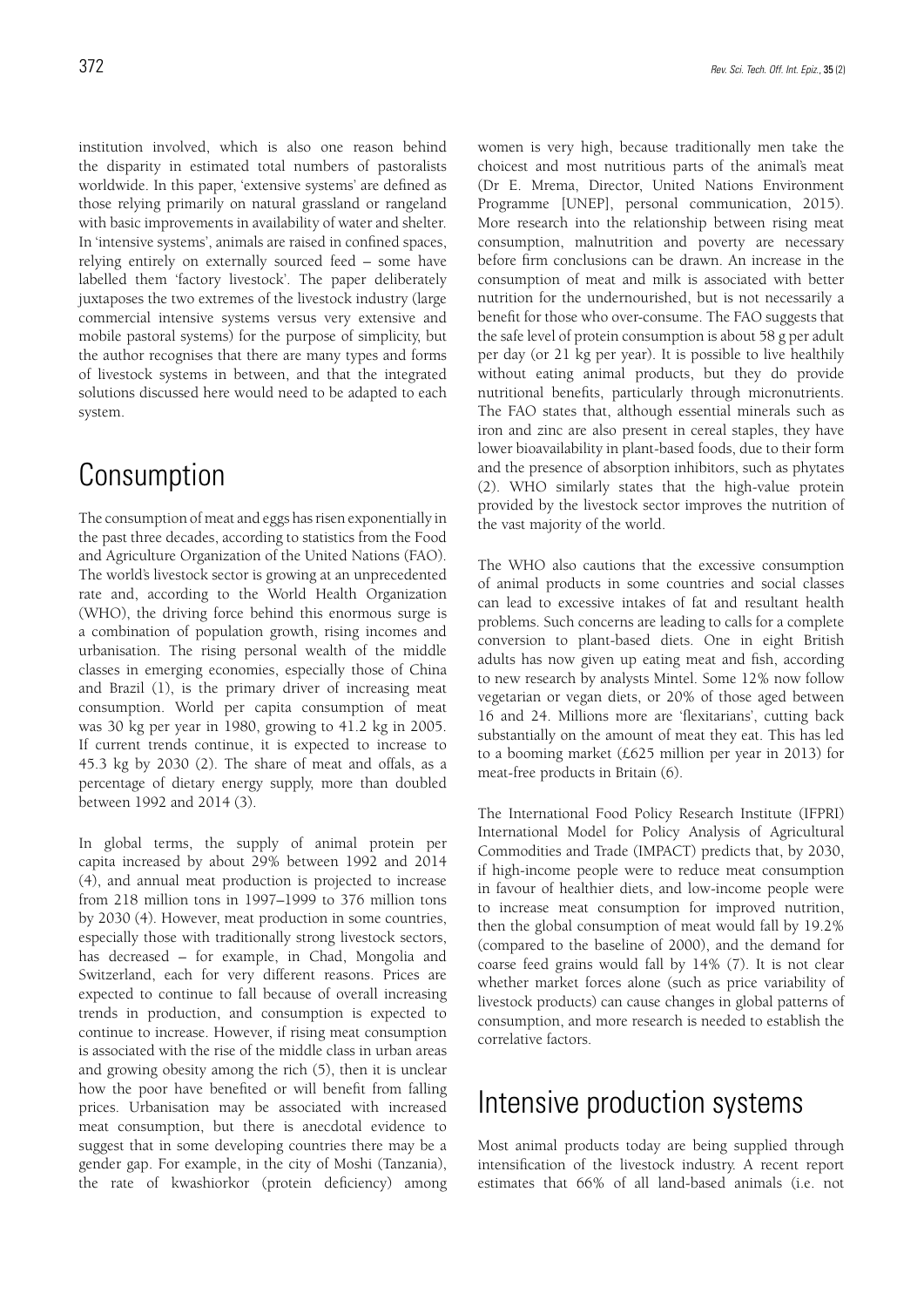institution involved, which is also one reason behind the disparity in estimated total numbers of pastoralists worldwide. In this paper, 'extensive systems' are defined as those relying primarily on natural grassland or rangeland with basic improvements in availability of water and shelter. In 'intensive systems', animals are raised in confined spaces, relying entirely on externally sourced feed – some have labelled them 'factory livestock'. The paper deliberately juxtaposes the two extremes of the livestock industry (large commercial intensive systems versus very extensive and mobile pastoral systems) for the purpose of simplicity, but the author recognises that there are many types and forms of livestock systems in between, and that the integrated solutions discussed here would need to be adapted to each system.

## Consumption

The consumption of meat and eggs has risen exponentially in the past three decades, according to statistics from the Food and Agriculture Organization of the United Nations (FAO). The world's livestock sector is growing at an unprecedented rate and, according to the World Health Organization (WHO), the driving force behind this enormous surge is a combination of population growth, rising incomes and urbanisation. The rising personal wealth of the middle classes in emerging economies, especially those of China and Brazil (1), is the primary driver of increasing meat consumption. World per capita consumption of meat was 30 kg per year in 1980, growing to 41.2 kg in 2005. If current trends continue, it is expected to increase to 45.3 kg by 2030 (2). The share of meat and offals, as a percentage of dietary energy supply, more than doubled between 1992 and 2014 (3).

In global terms, the supply of animal protein per capita increased by about 29% between 1992 and 2014 (4), and annual meat production is projected to increase from 218 million tons in 1997–1999 to 376 million tons by 2030 (4). However, meat production in some countries, especially those with traditionally strong livestock sectors, has decreased – for example, in Chad, Mongolia and Switzerland, each for very different reasons. Prices are expected to continue to fall because of overall increasing trends in production, and consumption is expected to continue to increase. However, if rising meat consumption is associated with the rise of the middle class in urban areas and growing obesity among the rich (5), then it is unclear how the poor have benefited or will benefit from falling prices. Urbanisation may be associated with increased meat consumption, but there is anecdotal evidence to suggest that in some developing countries there may be a gender gap. For example, in the city of Moshi (Tanzania), the rate of kwashiorkor (protein deficiency) among women is very high, because traditionally men take the choicest and most nutritious parts of the animal's meat (Dr E. Mrema, Director, United Nations Environment Programme [UNEP], personal communication, 2015). More research into the relationship between rising meat consumption, malnutrition and poverty are necessary before firm conclusions can be drawn. An increase in the consumption of meat and milk is associated with better nutrition for the undernourished, but is not necessarily a benefit for those who over-consume. The FAO suggests that the safe level of protein consumption is about 58 g per adult per day (or 21 kg per year). It is possible to live healthily without eating animal products, but they do provide nutritional benefits, particularly through micronutrients. The FAO states that, although essential minerals such as iron and zinc are also present in cereal staples, they have lower bioavailability in plant-based foods, due to their form and the presence of absorption inhibitors, such as phytates (2). WHO similarly states that the high-value protein provided by the livestock sector improves the nutrition of the vast majority of the world.

The WHO also cautions that the excessive consumption of animal products in some countries and social classes can lead to excessive intakes of fat and resultant health problems. Such concerns are leading to calls for a complete conversion to plant-based diets. One in eight British adults has now given up eating meat and fish, according to new research by analysts Mintel. Some 12% now follow vegetarian or vegan diets, or 20% of those aged between 16 and 24. Millions more are 'flexitarians', cutting back substantially on the amount of meat they eat. This has led to a booming market (£625 million per year in 2013) for meat-free products in Britain (6).

The International Food Policy Research Institute (IFPRI) International Model for Policy Analysis of Agricultural Commodities and Trade (IMPACT) predicts that, by 2030, if high-income people were to reduce meat consumption in favour of healthier diets, and low-income people were to increase meat consumption for improved nutrition, then the global consumption of meat would fall by 19.2% (compared to the baseline of 2000), and the demand for coarse feed grains would fall by 14% (7). It is not clear whether market forces alone (such as price variability of livestock products) can cause changes in global patterns of consumption, and more research is needed to establish the correlative factors.

## Intensive production systems

Most animal products today are being supplied through intensification of the livestock industry. A recent report estimates that 66% of all land-based animals (i.e. not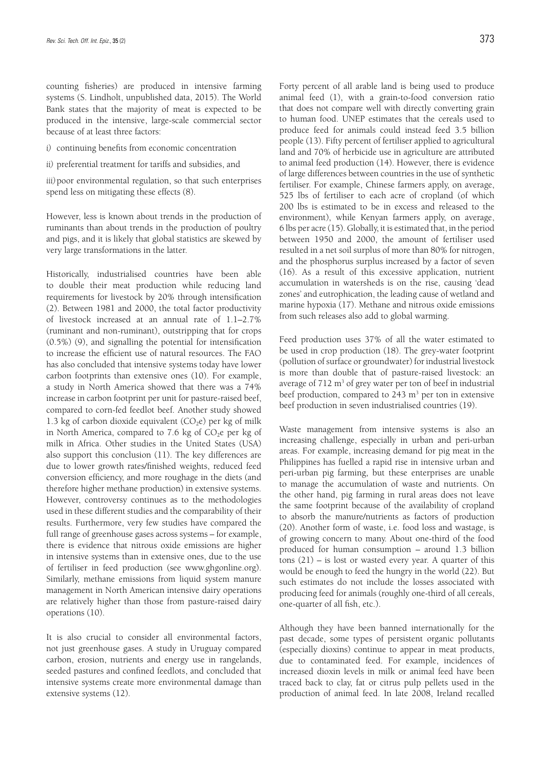counting fisheries) are produced in intensive farming systems (S. Lindholt, unpublished data, 2015). The World Bank states that the majority of meat is expected to be produced in the intensive, large-scale commercial sector because of at least three factors:

*i)* continuing benefits from economic concentration

*ii)* preferential treatment for tariffs and subsidies, and

*iii)* poor environmental regulation, so that such enterprises spend less on mitigating these effects (8).

However, less is known about trends in the production of ruminants than about trends in the production of poultry and pigs, and it is likely that global statistics are skewed by very large transformations in the latter.

Historically, industrialised countries have been able to double their meat production while reducing land requirements for livestock by 20% through intensification (2). Between 1981 and 2000, the total factor productivity of livestock increased at an annual rate of 1.1–2.7% (ruminant and non-ruminant), outstripping that for crops (0.5%) (9), and signalling the potential for intensification to increase the efficient use of natural resources. The FAO has also concluded that intensive systems today have lower carbon footprints than extensive ones (10). For example, a study in North America showed that there was a 74% increase in carbon footprint per unit for pasture-raised beef, compared to corn-fed feedlot beef. Another study showed 1.3 kg of carbon dioxide equivalent ($CO_2e$) per kg of milk in North America, compared to 7.6 kg of $CO_2e$ per kg of milk in Africa. Other studies in the United States (USA) also support this conclusion (11). The key differences are due to lower growth rates/finished weights, reduced feed conversion efficiency, and more roughage in the diets (and therefore higher methane production) in extensive systems. However, controversy continues as to the methodologies used in these different studies and the comparability of their results. Furthermore, very few studies have compared the full range of greenhouse gases across systems – for example, there is evidence that nitrous oxide emissions are higher in intensive systems than in extensive ones, due to the use of fertiliser in feed production (see www.ghgonline.org). Similarly, methane emissions from liquid system manure management in North American intensive dairy operations are relatively higher than those from pasture-raised dairy operations (10).

It is also crucial to consider all environmental factors, not just greenhouse gases. A study in Uruguay compared carbon, erosion, nutrients and energy use in rangelands, seeded pastures and confined feedlots, and concluded that intensive systems create more environmental damage than extensive systems (12).

Forty percent of all arable land is being used to produce animal feed (1), with a grain-to-food conversion ratio that does not compare well with directly converting grain to human food. UNEP estimates that the cereals used to produce feed for animals could instead feed 3.5 billion people (13). Fifty percent of fertiliser applied to agricultural land and 70% of herbicide use in agriculture are attributed to animal feed production (14). However, there is evidence of large differences between countries in the use of synthetic fertiliser. For example, Chinese farmers apply, on average, 525 lbs of fertiliser to each acre of cropland (of which 200 lbs is estimated to be in excess and released to the environment), while Kenyan farmers apply, on average, 6 lbs per acre (15). Globally, it is estimated that, in the period between 1950 and 2000, the amount of fertiliser used resulted in a net soil surplus of more than 80% for nitrogen, and the phosphorus surplus increased by a factor of seven (16). As a result of this excessive application, nutrient accumulation in watersheds is on the rise, causing 'dead zones' and eutrophication, the leading cause of wetland and marine hypoxia (17). Methane and nitrous oxide emissions from such releases also add to global warming.

Feed production uses 37% of all the water estimated to be used in crop production (18). The grey-water footprint (pollution of surface or groundwater) for industrial livestock is more than double that of pasture-raised livestock: an average of 712 $m^3$ of grey water per ton of beef in industrial beef production, compared to 243 $m^3$ per ton in extensive beef production in seven industrialised countries (19).

Waste management from intensive systems is also an increasing challenge, especially in urban and peri-urban areas. For example, increasing demand for pig meat in the Philippines has fuelled a rapid rise in intensive urban and peri-urban pig farming, but these enterprises are unable to manage the accumulation of waste and nutrients. On the other hand, pig farming in rural areas does not leave the same footprint because of the availability of cropland to absorb the manure/nutrients as factors of production (20). Another form of waste, i.e. food loss and wastage, is of growing concern to many. About one-third of the food produced for human consumption – around 1.3 billion tons (21) – is lost or wasted every year. A quarter of this would be enough to feed the hungry in the world (22). But such estimates do not include the losses associated with producing feed for animals (roughly one-third of all cereals, one-quarter of all fish, etc.).

Although they have been banned internationally for the past decade, some types of persistent organic pollutants (especially dioxins) continue to appear in meat products, due to contaminated feed. For example, incidences of increased dioxin levels in milk or animal feed have been traced back to clay, fat or citrus pulp pellets used in the production of animal feed. In late 2008, Ireland recalled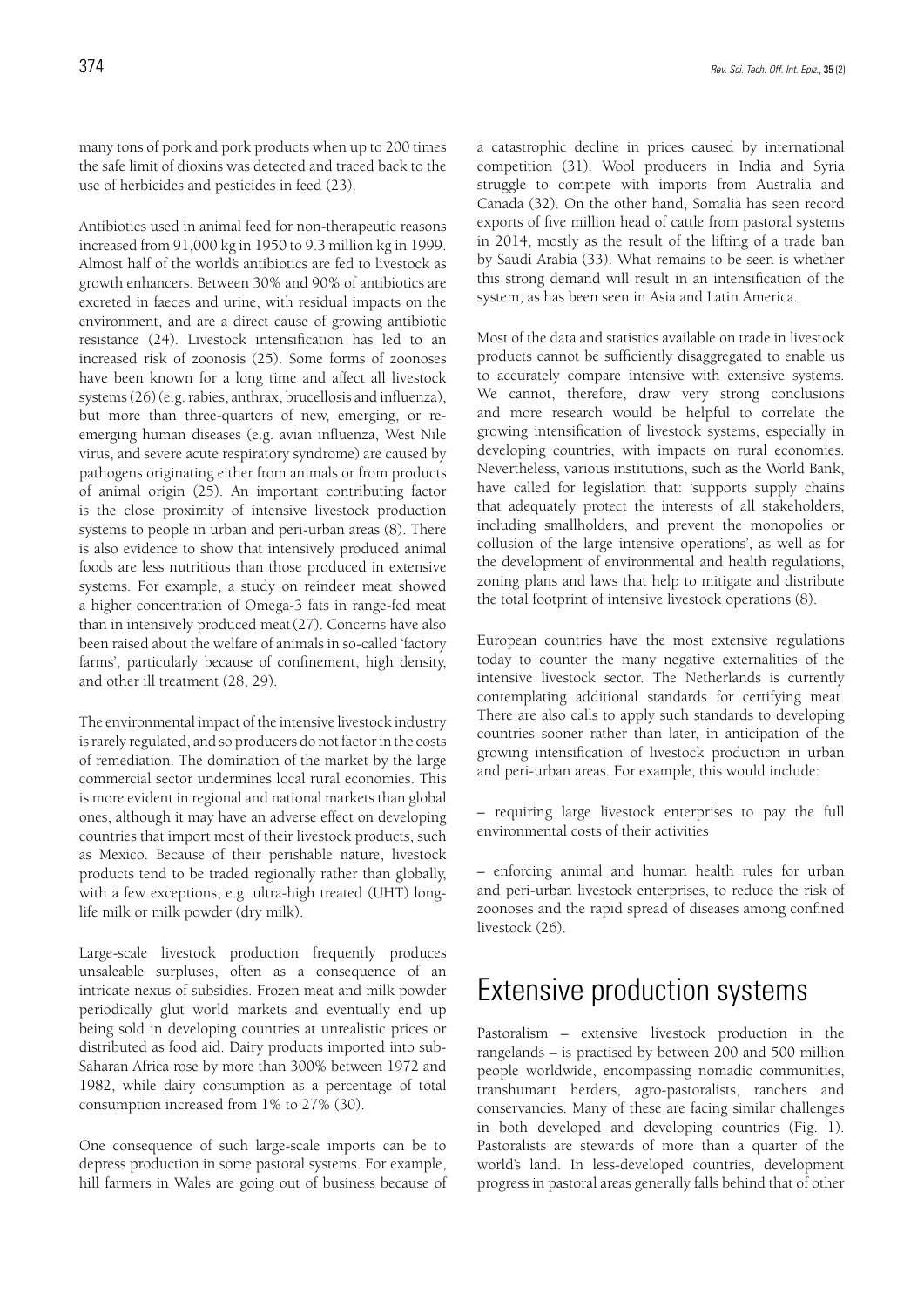many tons of pork and pork products when up to 200 times the safe limit of dioxins was detected and traced back to the use of herbicides and pesticides in feed (23).

Antibiotics used in animal feed for non-therapeutic reasons increased from 91,000 kg in 1950 to 9.3 million kg in 1999. Almost half of the world's antibiotics are fed to livestock as growth enhancers. Between 30% and 90% of antibiotics are excreted in faeces and urine, with residual impacts on the environment, and are a direct cause of growing antibiotic resistance (24). Livestock intensification has led to an increased risk of zoonosis (25). Some forms of zoonoses have been known for a long time and affect all livestock systems (26) (e.g. rabies, anthrax, brucellosis and influenza), but more than three-quarters of new, emerging, or re-emerging human diseases (e.g. avian influenza, West Nile virus, and severe acute respiratory syndrome) are caused by pathogens originating either from animals or from products of animal origin (25). An important contributing factor is the close proximity of intensive livestock production systems to people in urban and peri-urban areas (8). There is also evidence to show that intensively produced animal foods are less nutritious than those produced in extensive systems. For example, a study on reindeer meat showed a higher concentration of Omega-3 fats in range-fed meat than in intensively produced meat (27). Concerns have also been raised about the welfare of animals in so-called 'factory farms', particularly because of confinement, high density, and other ill treatment (28, 29).

The environmental impact of the intensive livestock industry is rarely regulated, and so producers do not factor in the costs of remediation. The domination of the market by the large commercial sector undermines local rural economies. This is more evident in regional and national markets than global ones, although it may have an adverse effect on developing countries that import most of their livestock products, such as Mexico. Because of their perishable nature, livestock products tend to be traded regionally rather than globally, with a few exceptions, e.g. ultra-high treated (UHT) long-life milk or milk powder (dry milk).

Large-scale livestock production frequently produces unsaleable surpluses, often as a consequence of an intricate nexus of subsidies. Frozen meat and milk powder periodically glut world markets and eventually end up being sold in developing countries at unrealistic prices or distributed as food aid. Dairy products imported into sub-Saharan Africa rose by more than 300% between 1972 and 1982, while dairy consumption as a percentage of total consumption increased from 1% to 27% (30).

One consequence of such large-scale imports can be to depress production in some pastoral systems. For example, hill farmers in Wales are going out of business because of a catastrophic decline in prices caused by international competition (31). Wool producers in India and Syria struggle to compete with imports from Australia and Canada (32). On the other hand, Somalia has seen record exports of five million head of cattle from pastoral systems in 2014, mostly as the result of the lifting of a trade ban by Saudi Arabia (33). What remains to be seen is whether this strong demand will result in an intensification of the system, as has been seen in Asia and Latin America.

Most of the data and statistics available on trade in livestock products cannot be sufficiently disaggregated to enable us to accurately compare intensive with extensive systems. We cannot, therefore, draw very strong conclusions and more research would be helpful to correlate the growing intensification of livestock systems, especially in developing countries, with impacts on rural economies. Nevertheless, various institutions, such as the World Bank, have called for legislation that: 'supports supply chains that adequately protect the interests of all stakeholders, including smallholders, and prevent the monopolies or collusion of the large intensive operations', as well as for the development of environmental and health regulations, zoning plans and laws that help to mitigate and distribute the total footprint of intensive livestock operations (8).

European countries have the most extensive regulations today to counter the many negative externalities of the intensive livestock sector. The Netherlands is currently contemplating additional standards for certifying meat. There are also calls to apply such standards to developing countries sooner rather than later, in anticipation of the growing intensification of livestock production in urban and peri-urban areas. For example, this would include:

– requiring large livestock enterprises to pay the full environmental costs of their activities

– enforcing animal and human health rules for urban and peri-urban livestock enterprises, to reduce the risk of zoonoses and the rapid spread of diseases among confined livestock (26).

## Extensive production systems

Pastoralism – extensive livestock production in the rangelands – is practised by between 200 and 500 million people worldwide, encompassing nomadic communities, transhumant herders, agro-pastoralists, ranchers and conservancies. Many of these are facing similar challenges in both developed and developing countries (Fig. 1). Pastoralists are stewards of more than a quarter of the world's land. In less-developed countries, development progress in pastoral areas generally falls behind that of other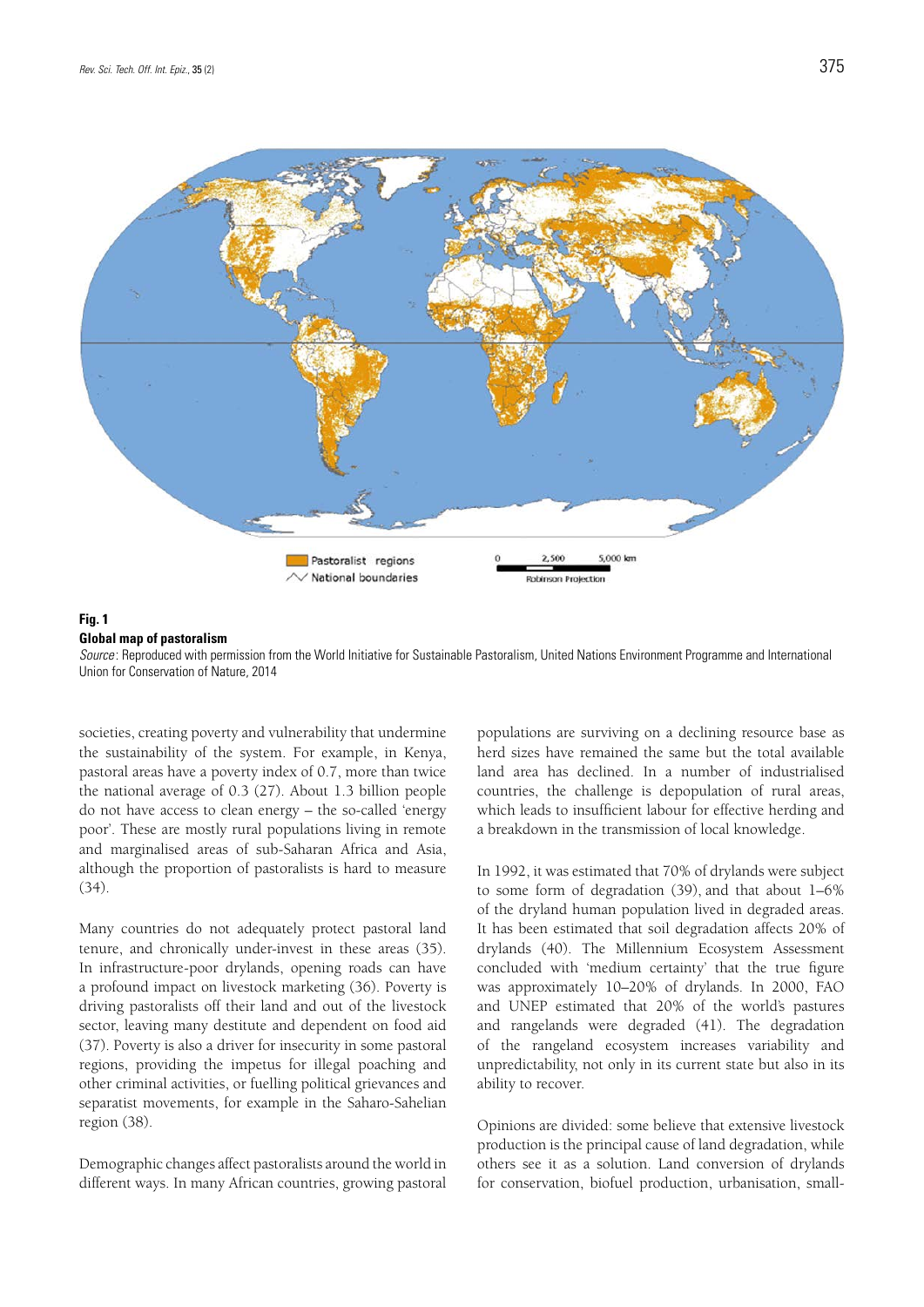**Fig. 1**
**Global map of pastoralism**
*Source*: Reproduced with permission from the World Initiative for Sustainable Pastoralism, United Nations Environment Programme and International Union for Conservation of Nature, 2014

societies, creating poverty and vulnerability that undermine the sustainability of the system. For example, in Kenya, pastoral areas have a poverty index of 0.7, more than twice the national average of 0.3 (27). About 1.3 billion people do not have access to clean energy – the so-called 'energy poor'. These are mostly rural populations living in remote and marginalised areas of sub-Saharan Africa and Asia, although the proportion of pastoralists is hard to measure (34).

Many countries do not adequately protect pastoral land tenure, and chronically under-invest in these areas (35). In infrastructure-poor drylands, opening roads can have a profound impact on livestock marketing (36). Poverty is driving pastoralists off their land and out of the livestock sector, leaving many destitute and dependent on food aid (37). Poverty is also a driver for insecurity in some pastoral regions, providing the impetus for illegal poaching and other criminal activities, or fuelling political grievances and separatist movements, for example in the Saharo-Sahelian region (38).

Demographic changes affect pastoralists around the world in different ways. In many African countries, growing pastoral populations are surviving on a declining resource base as herd sizes have remained the same but the total available land area has declined. In a number of industrialised countries, the challenge is depopulation of rural areas, which leads to insufficient labour for effective herding and a breakdown in the transmission of local knowledge.

In 1992, it was estimated that 70% of drylands were subject to some form of degradation (39), and that about 1–6% of the dryland human population lived in degraded areas. It has been estimated that soil degradation affects 20% of drylands (40). The Millennium Ecosystem Assessment concluded with 'medium certainty' that the true figure was approximately 10–20% of drylands. In 2000, FAO and UNEP estimated that 20% of the world's pastures and rangelands were degraded (41). The degradation of the rangeland ecosystem increases variability and unpredictability, not only in its current state but also in its ability to recover.

Opinions are divided: some believe that extensive livestock production is the principal cause of land degradation, while others see it as a solution. Land conversion of drylands for conservation, biofuel production, urbanisation, small-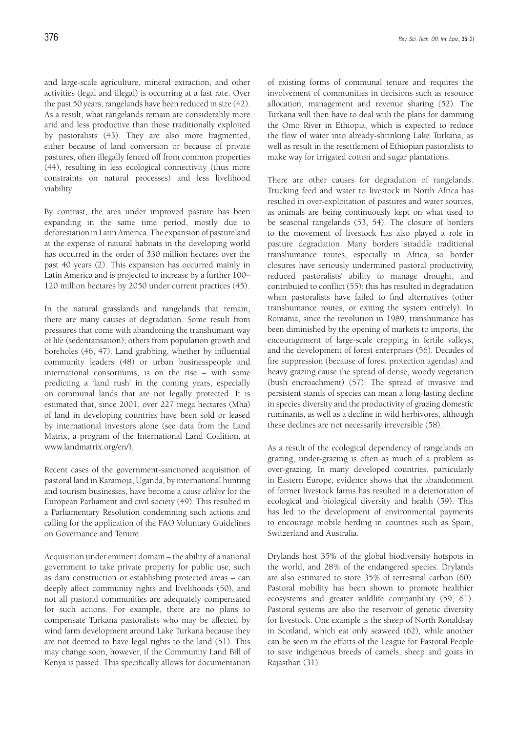and large-scale agriculture, mineral extraction, and other activities (legal and illegal) is occurring at a fast rate. Over the past 50 years, rangelands have been reduced in size (42). As a result, what rangelands remain are considerably more arid and less productive than those traditionally exploited by pastoralists (43). They are also more fragmented, either because of land conversion or because of private pastures, often illegally fenced off from common properties (44), resulting in less ecological connectivity (thus more constraints on natural processes) and less livelihood viability.

By contrast, the area under improved pasture has been expanding in the same time period, mostly due to deforestation in Latin America. The expansion of pastureland at the expense of natural habitats in the developing world has occurred in the order of 330 million hectares over the past 40 years (2). This expansion has occurred mainly in Latin America and is projected to increase by a further 100–120 million hectares by 2050 under current practices (45).

In the natural grasslands and rangelands that remain, there are many causes of degradation. Some result from pressures that come with abandoning the transhumant way of life (sedentarisation); others from population growth and boreholes (46, 47). Land grabbing, whether by influential community leaders (48) or urban businesspeople and international consortiums, is on the rise – with some predicting a 'land rush' in the coming years, especially on communal lands that are not legally protected. It is estimated that, since 2001, over 227 mega hectares (Mha) of land in developing countries have been sold or leased by international investors alone (see data from the Land Matrix, a program of the International Land Coalition, at www.landmatrix.org/en/).

Recent cases of the government-sanctioned acquisition of pastoral land in Karamoja, Uganda, by international hunting and tourism businesses, have become a *cause célèbre* for the European Parliament and civil society (49). This resulted in a Parliamentary Resolution condemning such actions and calling for the application of the FAO Voluntary Guidelines on Governance and Tenure.

Acquisition under eminent domain – the ability of a national government to take private property for public use, such as dam construction or establishing protected areas – can deeply affect community rights and livelihoods (50), and not all pastoral communities are adequately compensated for such actions. For example, there are no plans to compensate Turkana pastoralists who may be affected by wind farm development around Lake Turkana because they are not deemed to have legal rights to the land (51). This may change soon, however, if the Community Land Bill of Kenya is passed. This specifically allows for documentation of existing forms of communal tenure and requires the involvement of communities in decisions such as resource allocation, management and revenue sharing (52). The Turkana will then have to deal with the plans for damming the Omo River in Ethiopia, which is expected to reduce the flow of water into already-shrinking Lake Turkana, as well as result in the resettlement of Ethiopian pastoralists to make way for irrigated cotton and sugar plantations.

There are other causes for degradation of rangelands. Trucking feed and water to livestock in North Africa has resulted in over-exploitation of pastures and water sources, as animals are being continuously kept on what used to be seasonal rangelands (53, 54). The closure of borders to the movement of livestock has also played a role in pasture degradation. Many borders straddle traditional transhumance routes, especially in Africa, so border closures have seriously undermined pastoral productivity, reduced pastoralists' ability to manage drought, and contributed to conflict (55); this has resulted in degradation when pastoralists have failed to find alternatives (other transhumance routes, or exiting the system entirely). In Romania, since the revolution in 1989, transhumance has been diminished by the opening of markets to imports, the encouragement of large-scale cropping in fertile valleys, and the development of forest enterprises (56). Decades of fire suppression (because of forest protection agendas) and heavy grazing cause the spread of dense, woody vegetation (bush encroachment) (57). The spread of invasive and persistent stands of species can mean a long-lasting decline in species diversity and the productivity of grazing domestic ruminants, as well as a decline in wild herbivores, although these declines are not necessarily irreversible (58).

As a result of the ecological dependency of rangelands on grazing, under-grazing is often as much of a problem as over-grazing. In many developed countries, particularly in Eastern Europe, evidence shows that the abandonment of former livestock farms has resulted in a deterioration of ecological and biological diversity and health (59). This has led to the development of environmental payments to encourage mobile herding in countries such as Spain, Switzerland and Australia.

Drylands host 35% of the global biodiversity hotspots in the world, and 28% of the endangered species. Drylands are also estimated to store 35% of terrestrial carbon (60). Pastoral mobility has been shown to promote healthier ecosystems and greater wildlife compatibility (59, 61). Pastoral systems are also the reservoir of genetic diversity for livestock. One example is the sheep of North Ronaldsay in Scotland, which eat only seaweed (62), while another can be seen in the efforts of the League for Pastoral People to save indigenous breeds of camels, sheep and goats in Rajasthan (31).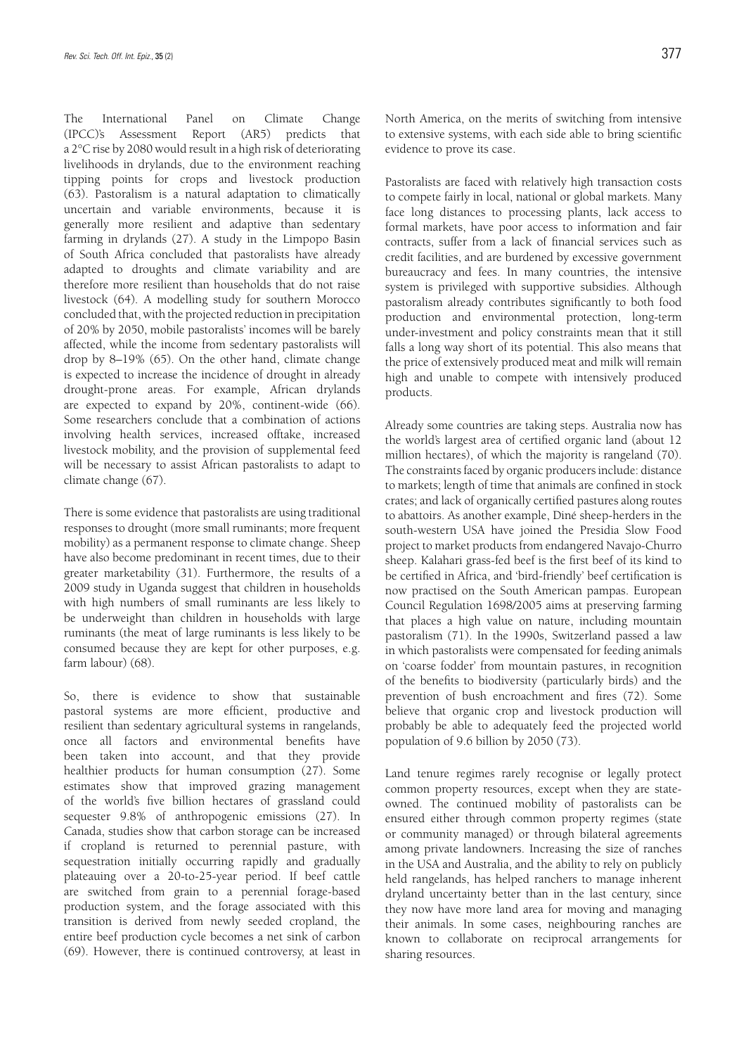The International Panel on Climate Change (IPCC)'s Assessment Report (AR5) predicts that a 2°C rise by 2080 would result in a high risk of deteriorating livelihoods in drylands, due to the environment reaching tipping points for crops and livestock production (63). Pastoralism is a natural adaptation to climatically uncertain and variable environments, because it is generally more resilient and adaptive than sedentary farming in drylands (27). A study in the Limpopo Basin of South Africa concluded that pastoralists have already adapted to droughts and climate variability and are therefore more resilient than households that do not raise livestock (64). A modelling study for southern Morocco concluded that, with the projected reduction in precipitation of 20% by 2050, mobile pastoralists' incomes will be barely affected, while the income from sedentary pastoralists will drop by 8–19% (65). On the other hand, climate change is expected to increase the incidence of drought in already drought-prone areas. For example, African drylands are expected to expand by 20%, continent-wide (66). Some researchers conclude that a combination of actions involving health services, increased offtake, increased livestock mobility, and the provision of supplemental feed will be necessary to assist African pastoralists to adapt to climate change (67).

There is some evidence that pastoralists are using traditional responses to drought (more small ruminants; more frequent mobility) as a permanent response to climate change. Sheep have also become predominant in recent times, due to their greater marketability (31). Furthermore, the results of a 2009 study in Uganda suggest that children in households with high numbers of small ruminants are less likely to be underweight than children in households with large ruminants (the meat of large ruminants is less likely to be consumed because they are kept for other purposes, e.g. farm labour) (68).

So, there is evidence to show that sustainable pastoral systems are more efficient, productive and resilient than sedentary agricultural systems in rangelands, once all factors and environmental benefits have been taken into account, and that they provide healthier products for human consumption (27). Some estimates show that improved grazing management of the world's five billion hectares of grassland could sequester 9.8% of anthropogenic emissions (27). In Canada, studies show that carbon storage can be increased if cropland is returned to perennial pasture, with sequestration initially occurring rapidly and gradually plateauing over a 20-to-25-year period. If beef cattle are switched from grain to a perennial forage-based production system, and the forage associated with this transition is derived from newly seeded cropland, the entire beef production cycle becomes a net sink of carbon (69). However, there is continued controversy, at least in North America, on the merits of switching from intensive to extensive systems, with each side able to bring scientific evidence to prove its case.

Pastoralists are faced with relatively high transaction costs to compete fairly in local, national or global markets. Many face long distances to processing plants, lack access to formal markets, have poor access to information and fair contracts, suffer from a lack of financial services such as credit facilities, and are burdened by excessive government bureaucracy and fees. In many countries, the intensive system is privileged with supportive subsidies. Although pastoralism already contributes significantly to both food production and environmental protection, long-term under-investment and policy constraints mean that it still falls a long way short of its potential. This also means that the price of extensively produced meat and milk will remain high and unable to compete with intensively produced products.

Already some countries are taking steps. Australia now has the world's largest area of certified organic land (about 12 million hectares), of which the majority is rangeland (70). The constraints faced by organic producers include: distance to markets; length of time that animals are confined in stock crates; and lack of organically certified pastures along routes to abattoirs. As another example, Diné sheep-herders in the south-western USA have joined the Presidia Slow Food project to market products from endangered Navajo-Churro sheep. Kalahari grass-fed beef is the first beef of its kind to be certified in Africa, and 'bird-friendly' beef certification is now practised on the South American pampas. European Council Regulation 1698/2005 aims at preserving farming that places a high value on nature, including mountain pastoralism (71). In the 1990s, Switzerland passed a law in which pastoralists were compensated for feeding animals on 'coarse fodder' from mountain pastures, in recognition of the benefits to biodiversity (particularly birds) and the prevention of bush encroachment and fires (72). Some believe that organic crop and livestock production will probably be able to adequately feed the projected world population of 9.6 billion by 2050 (73).

Land tenure regimes rarely recognise or legally protect common property resources, except when they are state-owned. The continued mobility of pastoralists can be ensured either through common property regimes (state or community managed) or through bilateral agreements among private landowners. Increasing the size of ranches in the USA and Australia, and the ability to rely on publicly held rangelands, has helped ranchers to manage inherent dryland uncertainty better than in the last century, since they now have more land area for moving and managing their animals. In some cases, neighbouring ranches are known to collaborate on reciprocal arrangements for sharing resources.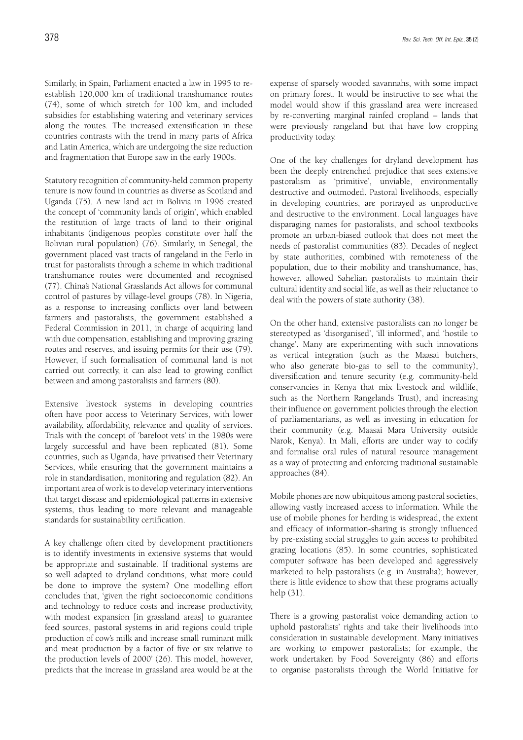Similarly, in Spain, Parliament enacted a law in 1995 to re-establish 120,000 km of traditional transhumance routes (74), some of which stretch for 100 km, and included subsidies for establishing watering and veterinary services along the routes. The increased extensification in these countries contrasts with the trend in many parts of Africa and Latin America, which are undergoing the size reduction and fragmentation that Europe saw in the early 1900s.

Statutory recognition of community-held common property tenure is now found in countries as diverse as Scotland and Uganda (75). A new land act in Bolivia in 1996 created the concept of 'community lands of origin', which enabled the restitution of large tracts of land to their original inhabitants (indigenous peoples constitute over half the Bolivian rural population) (76). Similarly, in Senegal, the government placed vast tracts of rangeland in the Ferlo in trust for pastoralists through a scheme in which traditional transhumance routes were documented and recognised (77). China's National Grasslands Act allows for communal control of pastures by village-level groups (78). In Nigeria, as a response to increasing conflicts over land between farmers and pastoralists, the government established a Federal Commission in 2011, in charge of acquiring land with due compensation, establishing and improving grazing routes and reserves, and issuing permits for their use (79). However, if such formalisation of communal land is not carried out correctly, it can also lead to growing conflict between and among pastoralists and farmers (80).

Extensive livestock systems in developing countries often have poor access to Veterinary Services, with lower availability, affordability, relevance and quality of services. Trials with the concept of 'barefoot vets' in the 1980s were largely successful and have been replicated (81). Some countries, such as Uganda, have privatised their Veterinary Services, while ensuring that the government maintains a role in standardisation, monitoring and regulation (82). An important area of work is to develop veterinary interventions that target disease and epidemiological patterns in extensive systems, thus leading to more relevant and manageable standards for sustainability certification.

A key challenge often cited by development practitioners is to identify investments in extensive systems that would be appropriate and sustainable. If traditional systems are so well adapted to dryland conditions, what more could be done to improve the system? One modelling effort concludes that, 'given the right socioeconomic conditions and technology to reduce costs and increase productivity, with modest expansion [in grassland areas] to guarantee feed sources, pastoral systems in arid regions could triple production of cow's milk and increase small ruminant milk and meat production by a factor of five or six relative to the production levels of 2000' (26). This model, however, predicts that the increase in grassland area would be at the expense of sparsely wooded savannahs, with some impact on primary forest. It would be instructive to see what the model would show if this grassland area were increased by re-converting marginal rainfed cropland – lands that were previously rangeland but that have low cropping productivity today.

One of the key challenges for dryland development has been the deeply entrenched prejudice that sees extensive pastoralism as 'primitive', unviable, environmentally destructive and outmoded. Pastoral livelihoods, especially in developing countries, are portrayed as unproductive and destructive to the environment. Local languages have disparaging names for pastoralists, and school textbooks promote an urban-biased outlook that does not meet the needs of pastoralist communities (83). Decades of neglect by state authorities, combined with remoteness of the population, due to their mobility and transhumance, has, however, allowed Sahelian pastoralists to maintain their cultural identity and social life, as well as their reluctance to deal with the powers of state authority (38).

On the other hand, extensive pastoralists can no longer be stereotyped as 'disorganised', 'ill informed', and 'hostile to change'. Many are experimenting with such innovations as vertical integration (such as the Maasai butchers, who also generate bio-gas to sell to the community), diversification and tenure security (e.g. community-held conservancies in Kenya that mix livestock and wildlife, such as the Northern Rangelands Trust), and increasing their influence on government policies through the election of parliamentarians, as well as investing in education for their community (e.g. Maasai Mara University outside Narok, Kenya). In Mali, efforts are under way to codify and formalise oral rules of natural resource management as a way of protecting and enforcing traditional sustainable approaches (84).

Mobile phones are now ubiquitous among pastoral societies, allowing vastly increased access to information. While the use of mobile phones for herding is widespread, the extent and efficacy of information-sharing is strongly influenced by pre-existing social struggles to gain access to prohibited grazing locations (85). In some countries, sophisticated computer software has been developed and aggressively marketed to help pastoralists (e.g. in Australia); however, there is little evidence to show that these programs actually help (31).

There is a growing pastoralist voice demanding action to uphold pastoralists' rights and take their livelihoods into consideration in sustainable development. Many initiatives are working to empower pastoralists; for example, the work undertaken by Food Sovereignty (86) and efforts to organise pastoralists through the World Initiative for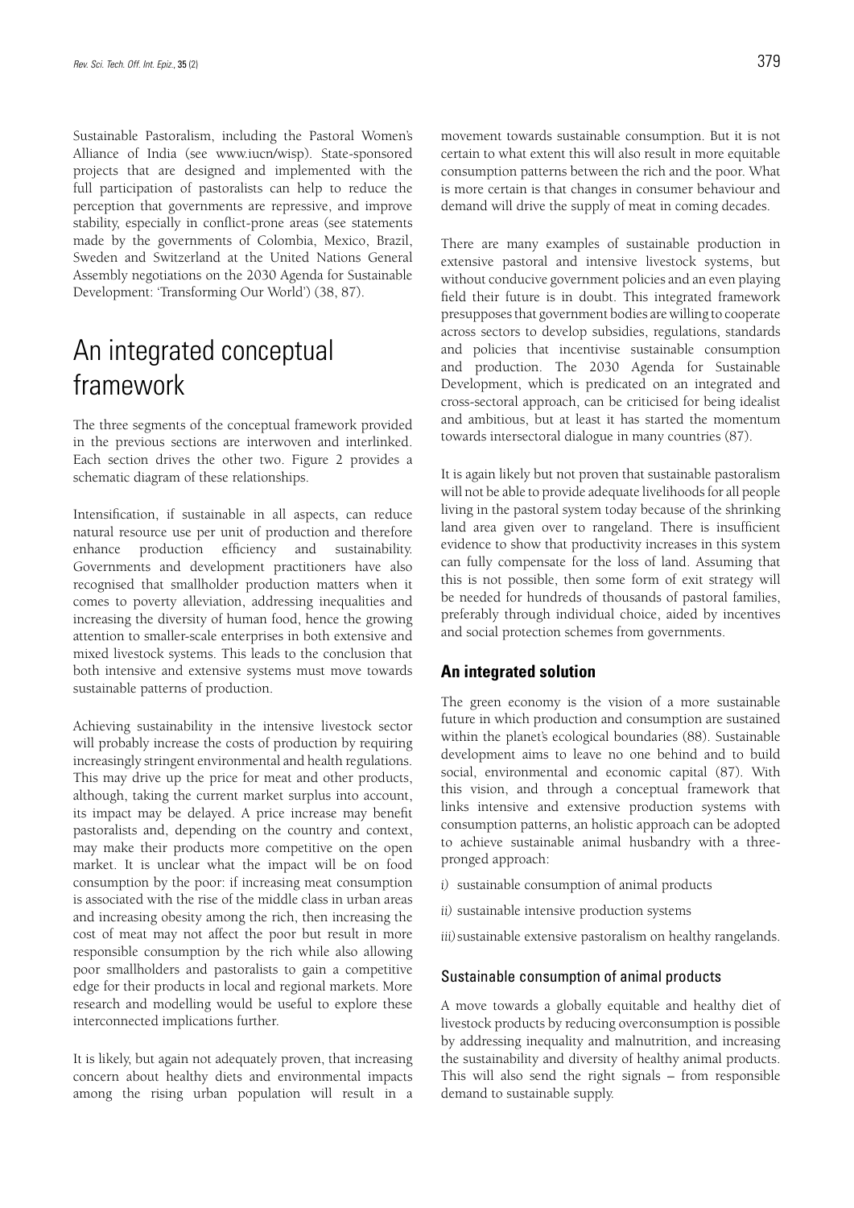Sustainable Pastoralism, including the Pastoral Women's Alliance of India (see www.iucn/wisp). State-sponsored projects that are designed and implemented with the full participation of pastoralists can help to reduce the perception that governments are repressive, and improve stability, especially in conflict-prone areas (see statements made by the governments of Colombia, Mexico, Brazil, Sweden and Switzerland at the United Nations General Assembly negotiations on the 2030 Agenda for Sustainable Development: 'Transforming Our World') (38, 87).

# An integrated conceptual framework

The three segments of the conceptual framework provided in the previous sections are interwoven and interlinked. Each section drives the other two. Figure 2 provides a schematic diagram of these relationships.

Intensification, if sustainable in all aspects, can reduce natural resource use per unit of production and therefore enhance production efficiency and sustainability. Governments and development practitioners have also recognised that smallholder production matters when it comes to poverty alleviation, addressing inequalities and increasing the diversity of human food, hence the growing attention to smaller-scale enterprises in both extensive and mixed livestock systems. This leads to the conclusion that both intensive and extensive systems must move towards sustainable patterns of production.

Achieving sustainability in the intensive livestock sector will probably increase the costs of production by requiring increasingly stringent environmental and health regulations. This may drive up the price for meat and other products, although, taking the current market surplus into account, its impact may be delayed. A price increase may benefit pastoralists and, depending on the country and context, may make their products more competitive on the open market. It is unclear what the impact will be on food consumption by the poor: if increasing meat consumption is associated with the rise of the middle class in urban areas and increasing obesity among the rich, then increasing the cost of meat may not affect the poor but result in more responsible consumption by the rich while also allowing poor smallholders and pastoralists to gain a competitive edge for their products in local and regional markets. More research and modelling would be useful to explore these interconnected implications further.

It is likely, but again not adequately proven, that increasing concern about healthy diets and environmental impacts among the rising urban population will result in a movement towards sustainable consumption. But it is not certain to what extent this will also result in more equitable consumption patterns between the rich and the poor. What is more certain is that changes in consumer behaviour and demand will drive the supply of meat in coming decades.

There are many examples of sustainable production in extensive pastoral and intensive livestock systems, but without conducive government policies and an even playing field their future is in doubt. This integrated framework presupposes that government bodies are willing to cooperate across sectors to develop subsidies, regulations, standards and policies that incentivise sustainable consumption and production. The 2030 Agenda for Sustainable Development, which is predicated on an integrated and cross-sectoral approach, can be criticised for being idealist and ambitious, but at least it has started the momentum towards intersectoral dialogue in many countries (87).

It is again likely but not proven that sustainable pastoralism will not be able to provide adequate livelihoods for all people living in the pastoral system today because of the shrinking land area given over to rangeland. There is insufficient evidence to show that productivity increases in this system can fully compensate for the loss of land. Assuming that this is not possible, then some form of exit strategy will be needed for hundreds of thousands of pastoral families, preferably through individual choice, aided by incentives and social protection schemes from governments.

## An integrated solution

The green economy is the vision of a more sustainable future in which production and consumption are sustained within the planet's ecological boundaries (88). Sustainable development aims to leave no one behind and to build social, environmental and economic capital (87). With this vision, and through a conceptual framework that links intensive and extensive production systems with consumption patterns, an holistic approach can be adopted to achieve sustainable animal husbandry with a three-pronged approach:

*i)* sustainable consumption of animal products

*ii)* sustainable intensive production systems

*iii)* sustainable extensive pastoralism on healthy rangelands.

### Sustainable consumption of animal products

A move towards a globally equitable and healthy diet of livestock products by reducing overconsumption is possible by addressing inequality and malnutrition, and increasing the sustainability and diversity of healthy animal products. This will also send the right signals – from responsible demand to sustainable supply.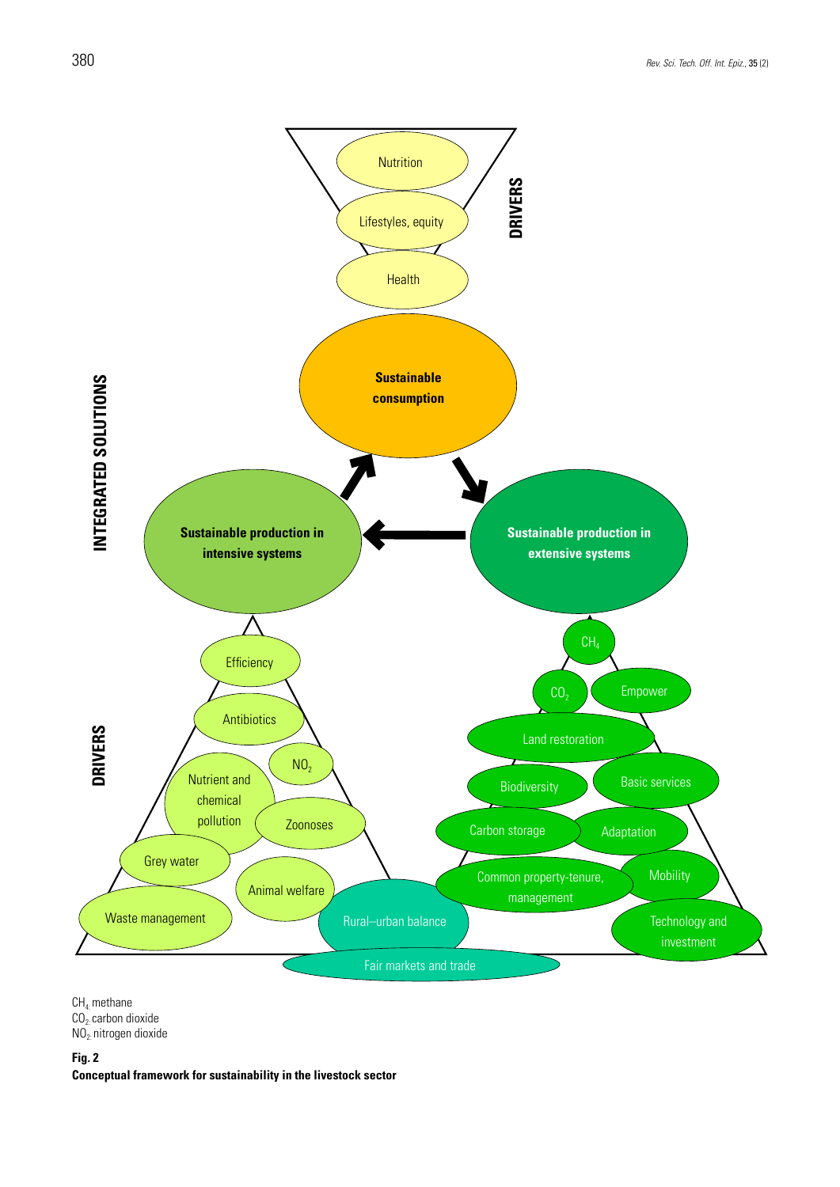$CH_4$ methane
$CO_2$ carbon dioxide
$NO_2$ nitrogen dioxide

**Fig. 2**
**Conceptual framework for sustainability in the livestock sector**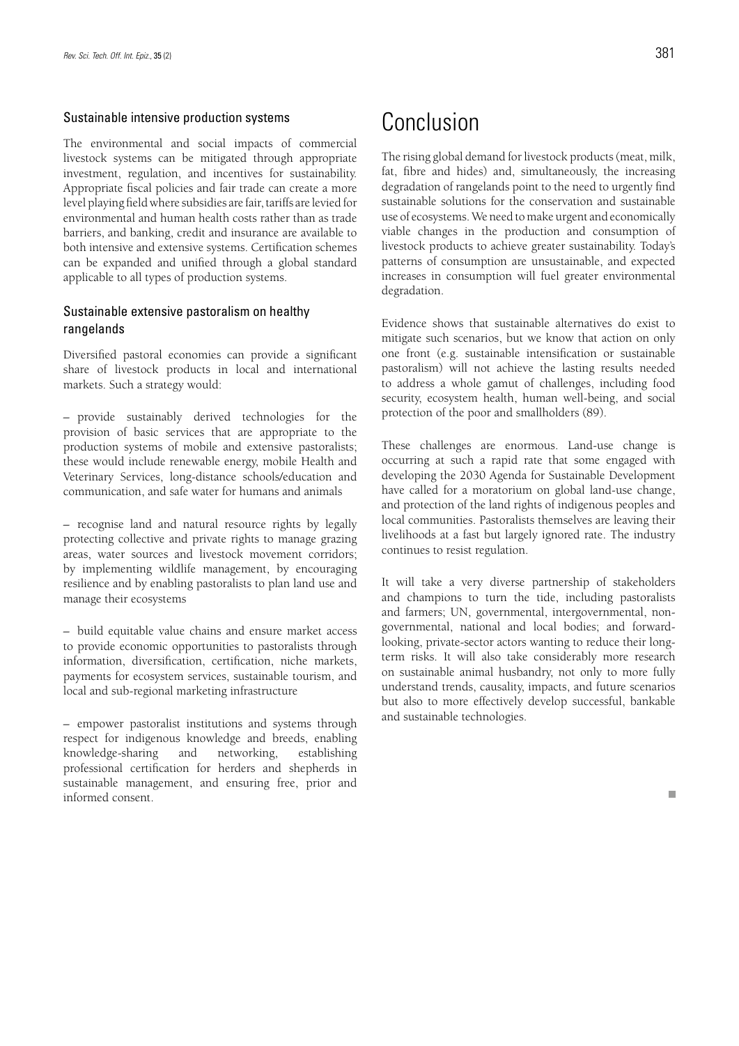### Sustainable intensive production systems

The environmental and social impacts of commercial livestock systems can be mitigated through appropriate investment, regulation, and incentives for sustainability. Appropriate fiscal policies and fair trade can create a more level playing field where subsidies are fair, tariffs are levied for environmental and human health costs rather than as trade barriers, and banking, credit and insurance are available to both intensive and extensive systems. Certification schemes can be expanded and unified through a global standard applicable to all types of production systems.

### Sustainable extensive pastoralism on healthy rangelands

Diversified pastoral economies can provide a significant share of livestock products in local and international markets. Such a strategy would:

– provide sustainably derived technologies for the provision of basic services that are appropriate to the production systems of mobile and extensive pastoralists; these would include renewable energy, mobile Health and Veterinary Services, long-distance schools/education and communication, and safe water for humans and animals

– recognise land and natural resource rights by legally protecting collective and private rights to manage grazing areas, water sources and livestock movement corridors; by implementing wildlife management, by encouraging resilience and by enabling pastoralists to plan land use and manage their ecosystems

– build equitable value chains and ensure market access to provide economic opportunities to pastoralists through information, diversification, certification, niche markets, payments for ecosystem services, sustainable tourism, and local and sub-regional marketing infrastructure

– empower pastoralist institutions and systems through respect for indigenous knowledge and breeds, enabling knowledge-sharing and networking, establishing professional certification for herders and shepherds in sustainable management, and ensuring free, prior and informed consent.

# Conclusion

The rising global demand for livestock products (meat, milk, fat, fibre and hides) and, simultaneously, the increasing degradation of rangelands point to the need to urgently find sustainable solutions for the conservation and sustainable use of ecosystems. We need to make urgent and economically viable changes in the production and consumption of livestock products to achieve greater sustainability. Today's patterns of consumption are unsustainable, and expected increases in consumption will fuel greater environmental degradation.

Evidence shows that sustainable alternatives do exist to mitigate such scenarios, but we know that action on only one front (e.g. sustainable intensification or sustainable pastoralism) will not achieve the lasting results needed to address a whole gamut of challenges, including food security, ecosystem health, human well-being, and social protection of the poor and smallholders (89).

These challenges are enormous. Land-use change is occurring at such a rapid rate that some engaged with developing the 2030 Agenda for Sustainable Development have called for a moratorium on global land-use change, and protection of the land rights of indigenous peoples and local communities. Pastoralists themselves are leaving their livelihoods at a fast but largely ignored rate. The industry continues to resist regulation.

It will take a very diverse partnership of stakeholders and champions to turn the tide, including pastoralists and farmers; UN, governmental, intergovernmental, non-governmental, national and local bodies; and forward-looking, private-sector actors wanting to reduce their long-term risks. It will also take considerably more research on sustainable animal husbandry, not only to more fully understand trends, causality, impacts, and future scenarios but also to more effectively develop successful, bankable and sustainable technologies.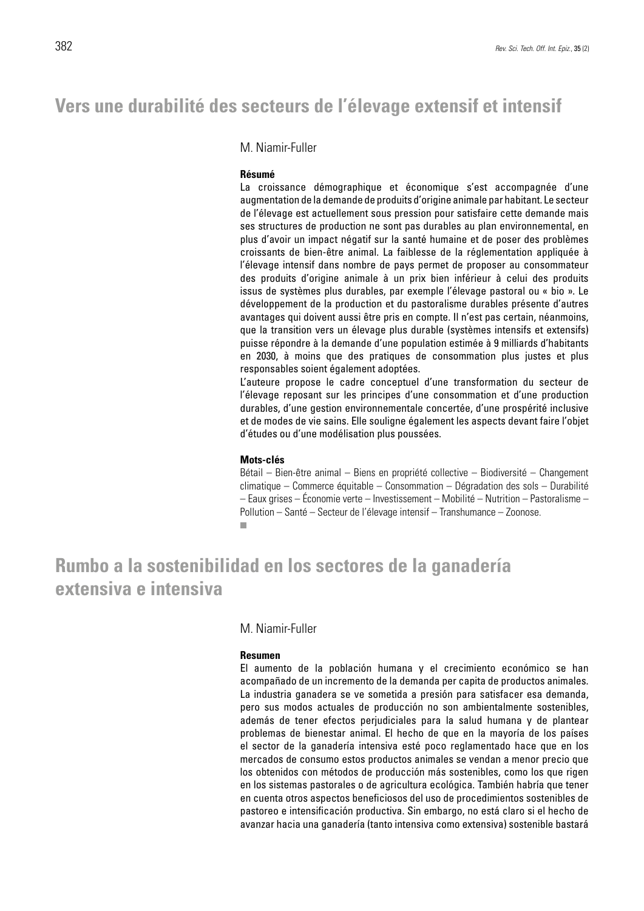## Vers une durabilité des secteurs de l'élevage extensif et intensif

M. Niamir-Fuller

#### Résumé

La croissance démographique et économique s'est accompagnée d'une augmentation de la demande de produits d'origine animale par habitant. Le secteur de l'élevage est actuellement sous pression pour satisfaire cette demande mais ses structures de production ne sont pas durables au plan environnemental, en plus d'avoir un impact négatif sur la santé humaine et de poser des problèmes croissants de bien-être animal. La faiblesse de la réglementation appliquée à l'élevage intensif dans nombre de pays permet de proposer au consommateur des produits d'origine animale à un prix bien inférieur à celui des produits issus de systèmes plus durables, par exemple l'élevage pastoral ou « bio ». Le développement de la production et du pastoralisme durables présente d'autres avantages qui doivent aussi être pris en compte. Il n'est pas certain, néanmoins, que la transition vers un élevage plus durable (systèmes intensifs et extensifs) puisse répondre à la demande d'une population estimée à 9 milliards d'habitants en 2030, à moins que des pratiques de consommation plus justes et plus responsables soient également adoptées.

L'auteure propose le cadre conceptuel d'une transformation du secteur de l'élevage reposant sur les principes d'une consommation et d'une production durables, d'une gestion environnementale concertée, d'une prospérité inclusive et de modes de vie sains. Elle souligne également les aspects devant faire l'objet d'études ou d'une modélisation plus poussées.

#### Mots-clés

Bétail – Bien-être animal – Biens en propriété collective – Biodiversité – Changement climatique – Commerce équitable – Consommation – Dégradation des sols – Durabilité – Eaux grises – Économie verte – Investissement – Mobilité – Nutrition – Pastoralisme – Pollution – Santé – Secteur de l'élevage intensif – Transhumance – Zoonose.

■

## Rumbo a la sostenibilidad en los sectores de la ganadería extensiva e intensiva

M. Niamir-Fuller

#### Resumen

El aumento de la población humana y el crecimiento económico se han acompañado de un incremento de la demanda per capita de productos animales. La industria ganadera se ve sometida a presión para satisfacer esa demanda, pero sus modos actuales de producción no son ambientalmente sostenibles, además de tener efectos perjudiciales para la salud humana y de plantear problemas de bienestar animal. El hecho de que en la mayoría de los países el sector de la ganadería intensiva esté poco reglamentado hace que en los mercados de consumo estos productos animales se vendan a menor precio que los obtenidos con métodos de producción más sostenibles, como los que rigen en los sistemas pastorales o de agricultura ecológica. También habría que tener en cuenta otros aspectos beneficiosos del uso de procedimientos sostenibles de pastoreo e intensificación productiva. Sin embargo, no está claro si el hecho de avanzar hacia una ganadería (tanto intensiva como extensiva) sostenible bastará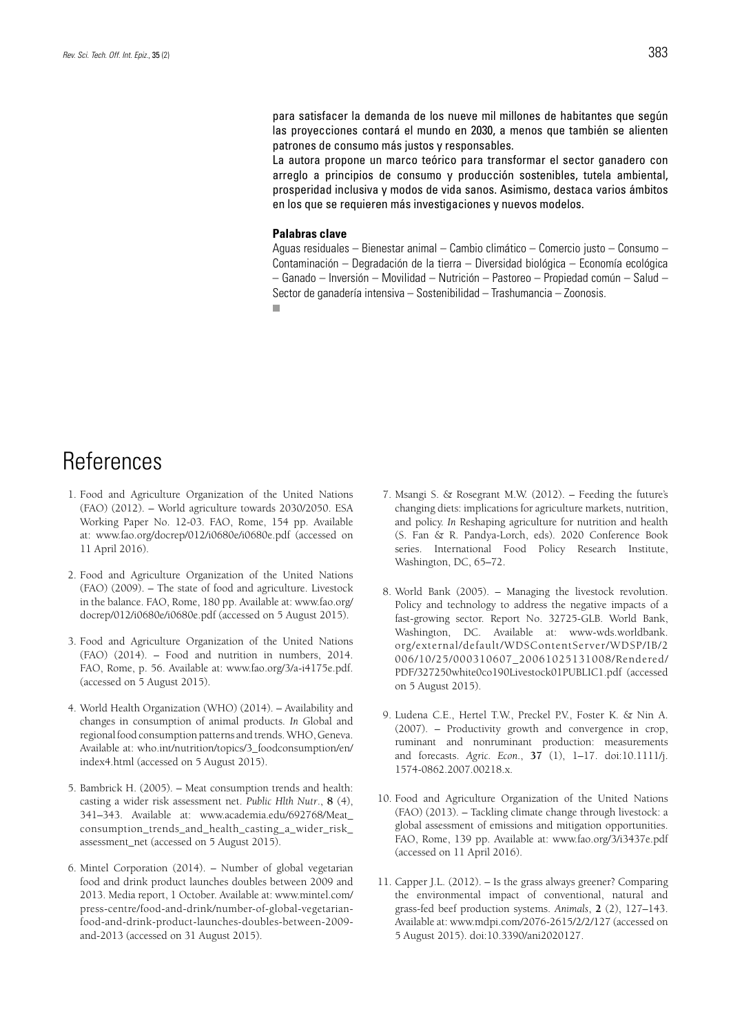para satisfacer la demanda de los nueve mil millones de habitantes que según las proyecciones contará el mundo en 2030, a menos que también se alienten patrones de consumo más justos y responsables.

La autora propone un marco teórico para transformar el sector ganadero con arreglo a principios de consumo y producción sostenibles, tutela ambiental, prosperidad inclusiva y modos de vida sanos. Asimismo, destaca varios ámbitos en los que se requieren más investigaciones y nuevos modelos.

**Palabras clave**

Aguas residuales – Bienestar animal – Cambio climático – Comercio justo – Consumo – Contaminación – Degradación de la tierra – Diversidad biológica – Economía ecológica – Ganado – Inversión – Movilidad – Nutrición – Pastoreo – Propiedad común – Salud – Sector de ganadería intensiva – Sostenibilidad – Trashumancia – Zoonosis.

# References

1. Food and Agriculture Organization of the United Nations (FAO) (2012). – World agriculture towards 2030/2050. ESA Working Paper No. 12-03. FAO, Rome, 154 pp. Available at: www.fao.org/docrep/012/i0680e/i0680e.pdf (accessed on 11 April 2016).

2. Food and Agriculture Organization of the United Nations (FAO) (2009). – The state of food and agriculture. Livestock in the balance. FAO, Rome, 180 pp. Available at: www.fao.org/docrep/012/i0680e/i0680e.pdf (accessed on 5 August 2015).

3. Food and Agriculture Organization of the United Nations (FAO) (2014). – Food and nutrition in numbers, 2014. FAO, Rome, p. 56. Available at: www.fao.org/3/a-i4175e.pdf. (accessed on 5 August 2015).

4. World Health Organization (WHO) (2014). – Availability and changes in consumption of animal products. *In* Global and regional food consumption patterns and trends. WHO, Geneva. Available at: who.int/nutrition/topics/3_foodconsumption/en/index4.html (accessed on 5 August 2015).

5. Bambrick H. (2005). – Meat consumption trends and health: casting a wider risk assessment net. *Public Hlth Nutr*., **8** (4), 341–343. Available at: www.academia.edu/692768/Meat_consumption_trends_and_health_casting_a_wider_risk_assessment_net (accessed on 5 August 2015).

6. Mintel Corporation (2014). – Number of global vegetarian food and drink product launches doubles between 2009 and 2013. Media report, 1 October. Available at: www.mintel.com/press-centre/food-and-drink/number-of-global-vegetarian-food-and-drink-product-launches-doubles-between-2009-and-2013 (accessed on 31 August 2015).

7. Msangi S. & Rosegrant M.W. (2012). – Feeding the future's changing diets: implications for agriculture markets, nutrition, and policy. *In* Reshaping agriculture for nutrition and health (S. Fan & R. Pandya-Lorch, eds). 2020 Conference Book series. International Food Policy Research Institute, Washington, DC, 65–72.

8. World Bank (2005). – Managing the livestock revolution. Policy and technology to address the negative impacts of a fast-growing sector. Report No. 32725-GLB. World Bank, Washington, DC. Available at: www-wds.worldbank.org/external/default/WDSContentServer/WDSP/IB/2006/10/25/000310607_20061025131008/Rendered/PDF/327250white0co190Livestock01PUBLIC1.pdf (accessed on 5 August 2015).

9. Ludena C.E., Hertel T.W., Preckel P.V., Foster K. & Nin A. (2007). – Productivity growth and convergence in crop, ruminant and nonruminant production: measurements and forecasts. *Agric. Econ*., **37** (1), 1–17. doi:10.1111/j.1574-0862.2007.00218.x.

10. Food and Agriculture Organization of the United Nations (FAO) (2013). – Tackling climate change through livestock: a global assessment of emissions and mitigation opportunities. FAO, Rome, 139 pp. Available at: www.fao.org/3/i3437e.pdf (accessed on 11 April 2016).

11. Capper J.L. (2012). – Is the grass always greener? Comparing the environmental impact of conventional, natural and grass-fed beef production systems. *Animals*, **2** (2), 127–143. Available at: www.mdpi.com/2076-2615/2/2/127 (accessed on 5 August 2015). doi:10.3390/ani2020127.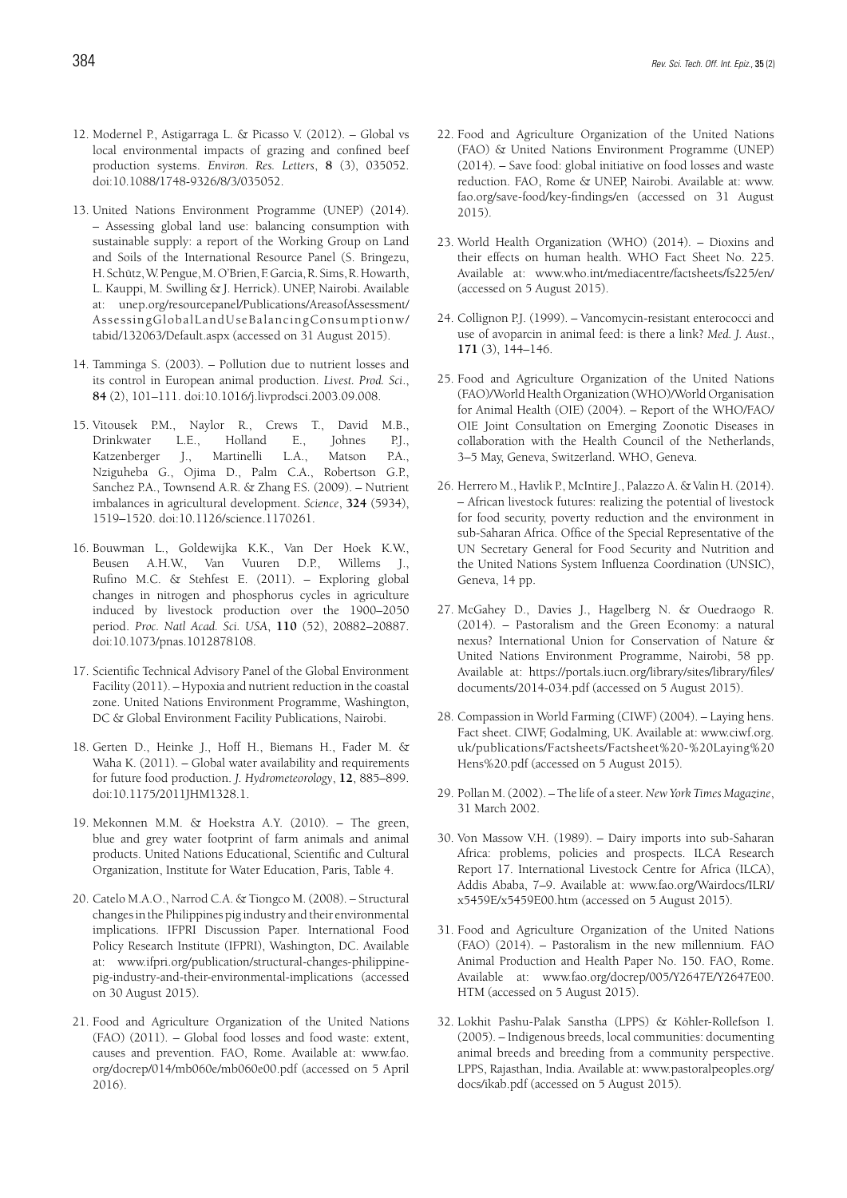12. Modernel P., Astigarraga L. & Picasso V. (2012). – Global vs local environmental impacts of grazing and confined beef production systems. *Environ. Res. Letters*, **8** (3), 035052. doi:10.1088/1748-9326/8/3/035052.

13. United Nations Environment Programme (UNEP) (2014). – Assessing global land use: balancing consumption with sustainable supply: a report of the Working Group on Land and Soils of the International Resource Panel (S. Bringezu, H. Schütz, W. Pengue, M. O'Brien, F. Garcia, R. Sims, R. Howarth, L. Kauppi, M. Swilling & J. Herrick). UNEP, Nairobi. Available at: unep.org/resourcepanel/Publications/AreasofAssessment/AssessingGlobalLandUseBalancingConsumptionw/tabid/132063/Default.aspx (accessed on 31 August 2015).

14. Tamminga S. (2003). – Pollution due to nutrient losses and its control in European animal production. *Livest. Prod. Sci.*, **84** (2), 101–111. doi:10.1016/j.livprodsci.2003.09.008.

15. Vitousek P.M., Naylor R., Crews T., David M.B., Drinkwater L.E., Holland E., Johnes P.J., Katzenberger J., Martinelli L.A., Matson P.A., Nziguheba G., Ojima D., Palm C.A., Robertson G.P., Sanchez P.A., Townsend A.R. & Zhang F.S. (2009). – Nutrient imbalances in agricultural development. *Science*, **324** (5934), 1519–1520. doi:10.1126/science.1170261.

16. Bouwman L., Goldewijka K.K., Van Der Hoek K.W., Beusen A.H.W., Van Vuuren D.P., Willems J., Rufino M.C. & Stehfest E. (2011). – Exploring global changes in nitrogen and phosphorus cycles in agriculture induced by livestock production over the 1900–2050 period. *Proc. Natl Acad. Sci. USA*, **110** (52), 20882–20887. doi:10.1073/pnas.1012878108.

17. Scientific Technical Advisory Panel of the Global Environment Facility (2011). – Hypoxia and nutrient reduction in the coastal zone. United Nations Environment Programme, Washington, DC & Global Environment Facility Publications, Nairobi.

18. Gerten D., Heinke J., Hoff H., Biemans H., Fader M. & Waha K. (2011). – Global water availability and requirements for future food production. *J. Hydrometeorology*, **12**, 885–899. doi:10.1175/2011JHM1328.1.

19. Mekonnen M.M. & Hoekstra A.Y. (2010). – The green, blue and grey water footprint of farm animals and animal products. United Nations Educational, Scientific and Cultural Organization, Institute for Water Education, Paris, Table 4.

20. Catelo M.A.O., Narrod C.A. & Tiongco M. (2008). – Structural changes in the Philippines pig industry and their environmental implications. IFPRI Discussion Paper. International Food Policy Research Institute (IFPRI), Washington, DC. Available at: www.ifpri.org/publication/structural-changes-philippine-pig-industry-and-their-environmental-implications (accessed on 30 August 2015).

21. Food and Agriculture Organization of the United Nations (FAO) (2011). – Global food losses and food waste: extent, causes and prevention. FAO, Rome. Available at: www.fao.org/docrep/014/mb060e/mb060e00.pdf (accessed on 5 April 2016).

22. Food and Agriculture Organization of the United Nations (FAO) & United Nations Environment Programme (UNEP) (2014). – Save food: global initiative on food losses and waste reduction. FAO, Rome & UNEP, Nairobi. Available at: www.fao.org/save-food/key-findings/en (accessed on 31 August 2015).

23. World Health Organization (WHO) (2014). – Dioxins and their effects on human health. WHO Fact Sheet No. 225. Available at: www.who.int/mediacentre/factsheets/fs225/en/ (accessed on 5 August 2015).

24. Collignon P.J. (1999). – Vancomycin-resistant enterococci and use of avoparcin in animal feed: is there a link? *Med. J. Aust.*, **171** (3), 144–146.

25. Food and Agriculture Organization of the United Nations (FAO)/World Health Organization (WHO)/World Organisation for Animal Health (OIE) (2004). – Report of the WHO/FAO/OIE Joint Consultation on Emerging Zoonotic Diseases in collaboration with the Health Council of the Netherlands, 3–5 May, Geneva, Switzerland. WHO, Geneva.

26. Herrero M., Havlik P., McIntire J., Palazzo A. & Valin H. (2014). – African livestock futures: realizing the potential of livestock for food security, poverty reduction and the environment in sub-Saharan Africa. Office of the Special Representative of the UN Secretary General for Food Security and Nutrition and the United Nations System Influenza Coordination (UNSIC), Geneva, 14 pp.

27. McGahey D., Davies J., Hagelberg N. & Ouedraogo R. (2014). – Pastoralism and the Green Economy: a natural nexus? International Union for Conservation of Nature & United Nations Environment Programme, Nairobi, 58 pp. Available at: https://portals.iucn.org/library/sites/library/files/documents/2014-034.pdf (accessed on 5 August 2015).

28. Compassion in World Farming (CIWF) (2004). – Laying hens. Fact sheet. CIWF, Godalming, UK. Available at: www.ciwf.org.uk/publications/Factsheets/Factsheet%20-%20Laying%20Hens%20.pdf (accessed on 5 August 2015).

29. Pollan M. (2002). – The life of a steer. *New York Times Magazine*, 31 March 2002.

30. Von Massow V.H. (1989). – Dairy imports into sub-Saharan Africa: problems, policies and prospects. ILCA Research Report 17. International Livestock Centre for Africa (ILCA), Addis Ababa, 7–9. Available at: www.fao.org/Wairdocs/ILRI/x5459E/x5459E00.htm (accessed on 5 August 2015).

31. Food and Agriculture Organization of the United Nations (FAO) (2014). – Pastoralism in the new millennium. FAO Animal Production and Health Paper No. 150. FAO, Rome. Available at: www.fao.org/docrep/005/Y2647E/Y2647E00.HTM (accessed on 5 August 2015).

32. Lokhit Pashu-Palak Sanstha (LPPS) & Köhler-Rollefson I. (2005). – Indigenous breeds, local communities: documenting animal breeds and breeding from a community perspective. LPPS, Rajasthan, India. Available at: www.pastoralpeoples.org/docs/ikab.pdf (accessed on 5 August 2015).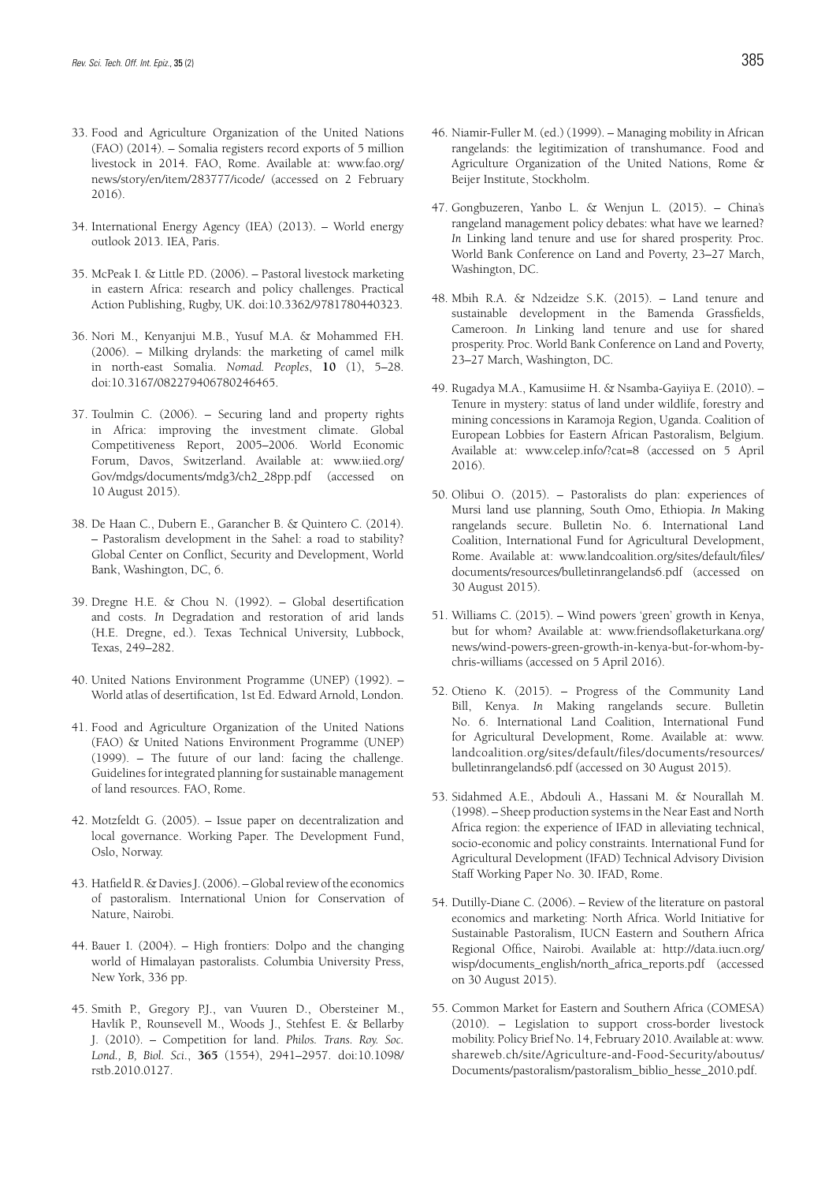33. Food and Agriculture Organization of the United Nations (FAO) (2014). – Somalia registers record exports of 5 million livestock in 2014. FAO, Rome. Available at: www.fao.org/news/story/en/item/283777/icode/ (accessed on 2 February 2016).

34. International Energy Agency (IEA) (2013). – World energy outlook 2013. IEA, Paris.

35. McPeak I. & Little P.D. (2006). – Pastoral livestock marketing in eastern Africa: research and policy challenges. Practical Action Publishing, Rugby, UK. doi:10.3362/9781780440323.

36. Nori M., Kenyanjui M.B., Yusuf M.A. & Mohammed F.H. (2006). – Milking drylands: the marketing of camel milk in north-east Somalia. *Nomad. Peoples*, **10** (1), 5–28. doi:10.3167/082279406780246465.

37. Toulmin C. (2006). – Securing land and property rights in Africa: improving the investment climate. Global Competitiveness Report, 2005–2006. World Economic Forum, Davos, Switzerland. Available at: www.iied.org/Gov/mdgs/documents/mdg3/ch2_28pp.pdf (accessed on 10 August 2015).

38. De Haan C., Dubern E., Garancher B. & Quintero C. (2014). – Pastoralism development in the Sahel: a road to stability? Global Center on Conflict, Security and Development, World Bank, Washington, DC, 6.

39. Dregne H.E. & Chou N. (1992). – Global desertification and costs. *In* Degradation and restoration of arid lands (H.E. Dregne, ed.). Texas Technical University, Lubbock, Texas, 249–282.

40. United Nations Environment Programme (UNEP) (1992). – World atlas of desertification, 1st Ed. Edward Arnold, London.

41. Food and Agriculture Organization of the United Nations (FAO) & United Nations Environment Programme (UNEP) (1999). – The future of our land: facing the challenge. Guidelines for integrated planning for sustainable management of land resources. FAO, Rome.

42. Motzfeldt G. (2005). – Issue paper on decentralization and local governance. Working Paper. The Development Fund, Oslo, Norway.

43. Hatfield R. & Davies J. (2006). – Global review of the economics of pastoralism. International Union for Conservation of Nature, Nairobi.

44. Bauer I. (2004). – High frontiers: Dolpo and the changing world of Himalayan pastoralists. Columbia University Press, New York, 336 pp.

45. Smith P., Gregory P.J., van Vuuren D., Obersteiner M., Havlík P., Rounsevell M., Woods J., Stehfest E. & Bellarby J. (2010). – Competition for land. *Philos. Trans. Roy. Soc. Lond., B, Biol. Sci.*, **365** (1554), 2941–2957. doi:10.1098/rstb.2010.0127.

46. Niamir-Fuller M. (ed.) (1999). – Managing mobility in African rangelands: the legitimization of transhumance. Food and Agriculture Organization of the United Nations, Rome & Beijer Institute, Stockholm.

47. Gongbuzeren, Yanbo L. & Wenjun L. (2015). – China's rangeland management policy debates: what have we learned? *In* Linking land tenure and use for shared prosperity. Proc. World Bank Conference on Land and Poverty, 23–27 March, Washington, DC.

48. Mbih R.A. & Ndzeidze S.K. (2015). – Land tenure and sustainable development in the Bamenda Grassfields, Cameroon. *In* Linking land tenure and use for shared prosperity. Proc. World Bank Conference on Land and Poverty, 23–27 March, Washington, DC.

49. Rugadya M.A., Kamusiime H. & Nsamba-Gayiiya E. (2010). – Tenure in mystery: status of land under wildlife, forestry and mining concessions in Karamoja Region, Uganda. Coalition of European Lobbies for Eastern African Pastoralism, Belgium. Available at: www.celep.info/?cat=8 (accessed on 5 April 2016).

50. Olibui O. (2015). – Pastoralists do plan: experiences of Mursi land use planning, South Omo, Ethiopia. *In* Making rangelands secure. Bulletin No. 6. International Land Coalition, International Fund for Agricultural Development, Rome. Available at: www.landcoalition.org/sites/default/files/documents/resources/bulletinrangelands6.pdf (accessed on 30 August 2015).

51. Williams C. (2015). – Wind powers 'green' growth in Kenya, but for whom? Available at: www.friendsoflaketurkana.org/news/wind-powers-green-growth-in-kenya-but-for-whom-by-chris-williams (accessed on 5 April 2016).

52. Otieno K. (2015). – Progress of the Community Land Bill, Kenya. *In* Making rangelands secure. Bulletin No. 6. International Land Coalition, International Fund for Agricultural Development, Rome. Available at: www.landcoalition.org/sites/default/files/documents/resources/bulletinrangelands6.pdf (accessed on 30 August 2015).

53. Sidahmed A.E., Abdouli A., Hassani M. & Nourallah M. (1998). – Sheep production systems in the Near East and North Africa region: the experience of IFAD in alleviating technical, socio-economic and policy constraints. International Fund for Agricultural Development (IFAD) Technical Advisory Division Staff Working Paper No. 30. IFAD, Rome.

54. Dutilly-Diane C. (2006). – Review of the literature on pastoral economics and marketing: North Africa. World Initiative for Sustainable Pastoralism, IUCN Eastern and Southern Africa Regional Office, Nairobi. Available at: http://data.iucn.org/wisp/documents_english/north_africa_reports.pdf (accessed on 30 August 2015).

55. Common Market for Eastern and Southern Africa (COMESA) (2010). – Legislation to support cross-border livestock mobility. Policy Brief No. 14, February 2010. Available at: www.shareweb.ch/site/Agriculture-and-Food-Security/aboutus/Documents/pastoralism/pastoralism_biblio_hesse_2010.pdf.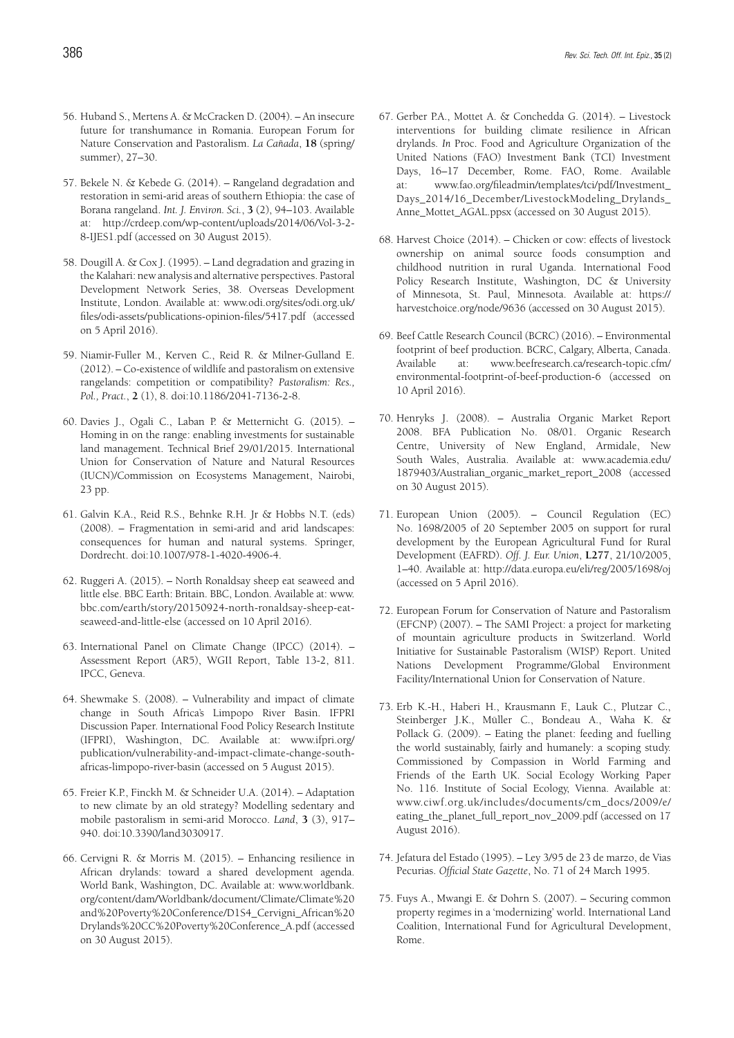56. Huband S., Mertens A. & McCracken D. (2004). – An insecure future for transhumance in Romania. European Forum for Nature Conservation and Pastoralism. *La Cañada*, **18** (spring/summer), 27–30.

57. Bekele N. & Kebede G. (2014). – Rangeland degradation and restoration in semi-arid areas of southern Ethiopia: the case of Borana rangeland. *Int. J. Environ. Sci.*, **3** (2), 94–103. Available at: http://crdeep.com/wp-content/uploads/2014/06/Vol-3-2-8-IJES1.pdf (accessed on 30 August 2015).

58. Dougill A. & Cox J. (1995). – Land degradation and grazing in the Kalahari: new analysis and alternative perspectives. Pastoral Development Network Series, 38. Overseas Development Institute, London. Available at: www.odi.org/sites/odi.org.uk/files/odi-assets/publications-opinion-files/5417.pdf (accessed on 5 April 2016).

59. Niamir-Fuller M., Kerven C., Reid R. & Milner-Gulland E. (2012). – Co-existence of wildlife and pastoralism on extensive rangelands: competition or compatibility? *Pastoralism: Res., Pol., Pract.*, **2** (1), 8. doi:10.1186/2041-7136-2-8.

60. Davies J., Ogali C., Laban P. & Metternicht G. (2015). – Homing in on the range: enabling investments for sustainable land management. Technical Brief 29/01/2015. International Union for Conservation of Nature and Natural Resources (IUCN)/Commission on Ecosystems Management, Nairobi, 23 pp.

61. Galvin K.A., Reid R.S., Behnke R.H. Jr & Hobbs N.T. (eds) (2008). – Fragmentation in semi-arid and arid landscapes: consequences for human and natural systems. Springer, Dordrecht. doi:10.1007/978-1-4020-4906-4.

62. Ruggeri A. (2015). – North Ronaldsay sheep eat seaweed and little else. BBC Earth: Britain. BBC, London. Available at: www.bbc.com/earth/story/20150924-north-ronaldsay-sheep-eat-seaweed-and-little-else (accessed on 10 April 2016).

63. International Panel on Climate Change (IPCC) (2014). – Assessment Report (AR5), WGII Report, Table 13-2, 811. IPCC, Geneva.

64. Shewmake S. (2008). – Vulnerability and impact of climate change in South Africa's Limpopo River Basin. IFPRI Discussion Paper. International Food Policy Research Institute (IFPRI), Washington, DC. Available at: www.ifpri.org/publication/vulnerability-and-impact-climate-change-south-africas-limpopo-river-basin (accessed on 5 August 2015).

65. Freier K.P., Finckh M. & Schneider U.A. (2014). – Adaptation to new climate by an old strategy? Modelling sedentary and mobile pastoralism in semi-arid Morocco. *Land*, **3** (3), 917–940. doi:10.3390/land3030917.

66. Cervigni R. & Morris M. (2015). – Enhancing resilience in African drylands: toward a shared development agenda. World Bank, Washington, DC. Available at: www.worldbank.org/content/dam/Worldbank/document/Climate/Climate%20and%20Poverty%20Conference/D1S4_Cervigni_African%20Drylands%20CC%20Poverty%20Conference_A.pdf (accessed on 30 August 2015).

67. Gerber P.A., Mottet A. & Conchedda G. (2014). – Livestock interventions for building climate resilience in African drylands. *In* Proc. Food and Agriculture Organization of the United Nations (FAO) Investment Bank (TCI) Investment Days, 16–17 December, Rome. FAO, Rome. Available at: www.fao.org/fileadmin/templates/tci/pdf/Investment_Days_2014/16_December/LivestockModeling_Drylands_Anne_Mottet_AGAL.ppsx (accessed on 30 August 2015).

68. Harvest Choice (2014). – Chicken or cow: effects of livestock ownership on animal source foods consumption and childhood nutrition in rural Uganda. International Food Policy Research Institute, Washington, DC & University of Minnesota, St. Paul, Minnesota. Available at: https://harvestchoice.org/node/9636 (accessed on 30 August 2015).

69. Beef Cattle Research Council (BCRC) (2016). – Environmental footprint of beef production. BCRC, Calgary, Alberta, Canada. Available at: www.beefresearch.ca/research-topic.cfm/environmental-footprint-of-beef-production-6 (accessed on 10 April 2016).

70. Henryks J. (2008). – Australia Organic Market Report 2008. BFA Publication No. 08/01. Organic Research Centre, University of New England, Armidale, New South Wales, Australia. Available at: www.academia.edu/1879403/Australian_organic_market_report_2008 (accessed on 30 August 2015).

71. European Union (2005). – Council Regulation (EC) No. 1698/2005 of 20 September 2005 on support for rural development by the European Agricultural Fund for Rural Development (EAFRD). *Off. J. Eur. Union*, **L277**, 21/10/2005, 1–40. Available at: http://data.europa.eu/eli/reg/2005/1698/oj (accessed on 5 April 2016).

72. European Forum for Conservation of Nature and Pastoralism (EFCNP) (2007). – The SAMI Project: a project for marketing of mountain agriculture products in Switzerland. World Initiative for Sustainable Pastoralism (WISP) Report. United Nations Development Programme/Global Environment Facility/International Union for Conservation of Nature.

73. Erb K.-H., Haberi H., Krausmann F., Lauk C., Plutzar C., Steinberger J.K., Müller C., Bondeau A., Waha K. & Pollack G. (2009). – Eating the planet: feeding and fuelling the world sustainably, fairly and humanely: a scoping study. Commissioned by Compassion in World Farming and Friends of the Earth UK. Social Ecology Working Paper No. 116. Institute of Social Ecology, Vienna. Available at: www.ciwf.org.uk/includes/documents/cm_docs/2009/e/eating_the_planet_full_report_nov_2009.pdf (accessed on 17 August 2016).

74. Jefatura del Estado (1995). – Ley 3/95 de 23 de marzo, de Vias Pecurias. *Official State Gazette*, No. 71 of 24 March 1995.

75. Fuys A., Mwangi E. & Dohrn S. (2007). – Securing common property regimes in a 'modernizing' world. International Land Coalition, International Fund for Agricultural Development, Rome.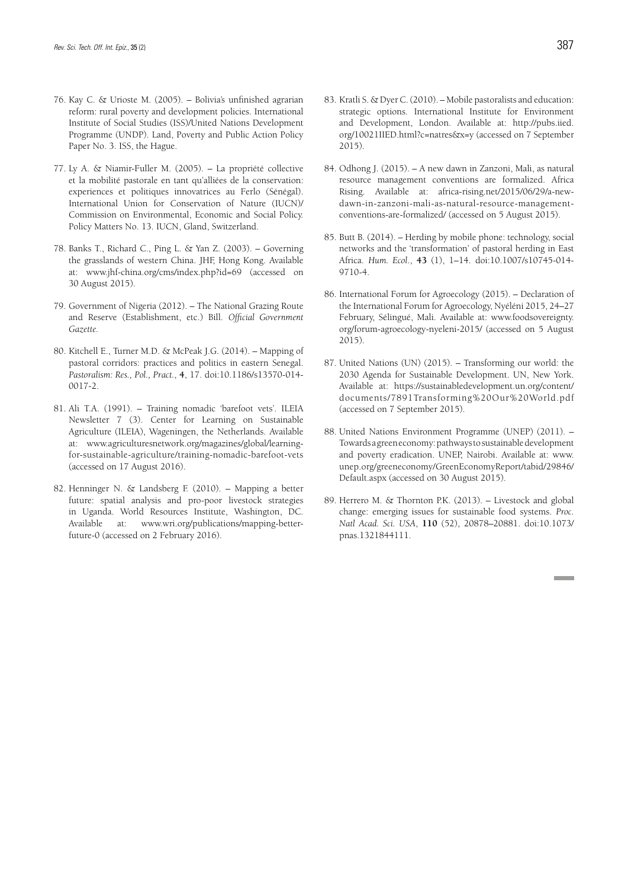76. Kay C. & Urioste M. (2005). – Bolivia's unfinished agrarian reform: rural poverty and development policies. International Institute of Social Studies (ISS)/United Nations Development Programme (UNDP). Land, Poverty and Public Action Policy Paper No. 3. ISS, the Hague.

77. Ly A. & Niamir-Fuller M. (2005). – La propriété collective et la mobilité pastorale en tant qu'alliées de la conservation: experiences et politiques innovatrices au Ferlo (Sénégal). International Union for Conservation of Nature (IUCN)/ Commission on Environmental, Economic and Social Policy. Policy Matters No. 13. IUCN, Gland, Switzerland.

78. Banks T., Richard C., Ping L. & Yan Z. (2003). – Governing the grasslands of western China. JHF, Hong Kong. Available at: www.jhf-china.org/cms/index.php?id=69 (accessed on 30 August 2015).

79. Government of Nigeria (2012). – The National Grazing Route and Reserve (Establishment, etc.) Bill. *Official Government Gazette.*

80. Kitchell E., Turner M.D. & McPeak J.G. (2014). – Mapping of pastoral corridors: practices and politics in eastern Senegal. *Pastoralism: Res., Pol., Pract.*, **4**, 17. doi:10.1186/s13570-014-0017-2.

81. Ali T.A. (1991). – Training nomadic 'barefoot vets'. ILEIA Newsletter 7 (3). Center for Learning on Sustainable Agriculture (ILEIA), Wageningen, the Netherlands. Available at: www.agriculturesnetwork.org/magazines/global/learning-for-sustainable-agriculture/training-nomadic-barefoot-vets (accessed on 17 August 2016).

82. Henninger N. & Landsberg F. (2010). – Mapping a better future: spatial analysis and pro-poor livestock strategies in Uganda. World Resources Institute, Washington, DC. Available at: www.wri.org/publications/mapping-better-future-0 (accessed on 2 February 2016).

83. Kratli S. & Dyer C. (2010). – Mobile pastoralists and education: strategic options. International Institute for Environment and Development, London. Available at: http://pubs.iied.org/10021IIED.html?c=natres&x=y (accessed on 7 September 2015).

84. Odhong J. (2015). – A new dawn in Zanzoni, Mali, as natural resource management conventions are formalized. Africa Rising. Available at: africa-rising.net/2015/06/29/a-new-dawn-in-zanzoni-mali-as-natural-resource-management-conventions-are-formalized/ (accessed on 5 August 2015).

85. Butt B. (2014). – Herding by mobile phone: technology, social networks and the 'transformation' of pastoral herding in East Africa. *Hum. Ecol.*, **43** (1), 1–14. doi:10.1007/s10745-014-9710-4.

86. International Forum for Agroecology (2015). – Declaration of the International Forum for Agroecology, Nyéléni 2015, 24–27 February, Sélingué, Mali. Available at: www.foodsovereignty.org/forum-agroecology-nyeleni-2015/ (accessed on 5 August 2015).

87. United Nations (UN) (2015). – Transforming our world: the 2030 Agenda for Sustainable Development. UN, New York. Available at: https://sustainabledevelopment.un.org/content/documents/7891Transforming%20Our%20World.pdf (accessed on 7 September 2015).

88. United Nations Environment Programme (UNEP) (2011). – Towards a green economy: pathways to sustainable development and poverty eradication. UNEP, Nairobi. Available at: www.unep.org/greeneconomy/GreenEconomyReport/tabid/29846/Default.aspx (accessed on 30 August 2015).

89. Herrero M. & Thornton P.K. (2013). – Livestock and global change: emerging issues for sustainable food systems. *Proc. Natl Acad. Sci. USA*, **110** (52), 20878–20881. doi:10.1073/pnas.1321844111.